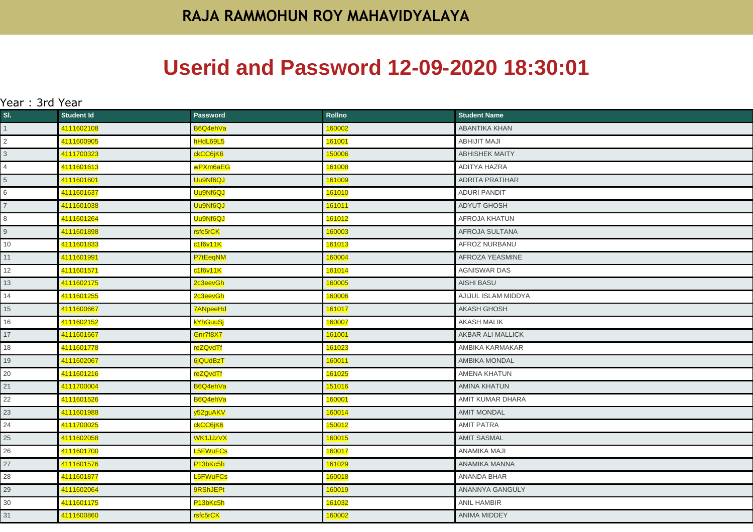# RAJA RAMMOHUN ROY MAHAVIDYALAYA

# Userid and Password 12-09-2020 18:30:01

Year : 3rd Year

| Sl. | Student Id | Password | Rollno | Student Name |
|---|---|---|---|---|
| 1 | 4111602108 | B6Q4ehVa | 160002 | ABANTIKA KHAN |
| 2 | 4111600905 | hHdL69L5 | 161001 | ABHIJIT MAJI |
| 3 | 4111700323 | ckCC6jK6 | 150006 | ABHISHEK MAITY |
| 4 | 4111601613 | wPXm6aEG | 161008 | ADITYA HAZRA |
| 5 | 4111601601 | Uu9Nf6QJ | 161009 | ADRITA PRATIHAR |
| 6 | 4111601637 | Uu9Nf6QJ | 161010 | ADURI PANDIT |
| 7 | 4111601038 | Uu9Nf6QJ | 161011 | ADYUT GHOSH |
| 8 | 4111601264 | Uu9Nf6QJ | 161012 | AFROJA KHATUN |
| 9 | 4111601898 | rsfc5rCK | 160003 | AFROJA SULTANA |
| 10 | 4111601833 | c1f6v11K | 161013 | AFROZ NURBANU |
| 11 | 4111601991 | P7tEeqNM | 160004 | AFROZA YEASMINE |
| 12 | 4111601571 | c1f6v11K | 161014 | AGNISWAR DAS |
| 13 | 4111602175 | 2c3eevGh | 160005 | AISHI BASU |
| 14 | 4111601255 | 2c3eevGh | 160006 | AJIJUL ISLAM MIDDYA |
| 15 | 4111600667 | 7ANpeeHd | 161017 | AKASH GHOSH |
| 16 | 4111602152 | kYhGuuSj | 160007 | AKASH MALIK |
| 17 | 4111601667 | Gnr7f8X7 | 161001 | AKBAR ALI MALLICK |
| 18 | 4111601778 | reZQvdTf | 161023 | AMBIKA KARMAKAR |
| 19 | 4111602067 | 6jQUdBzT | 160011 | AMBIKA MONDAL |
| 20 | 4111601216 | reZQvdTf | 161025 | AMENA KHATUN |
| 21 | 4111700004 | B6Q4ehVa | 151016 | AMINA KHATUN |
| 22 | 4111601526 | B6Q4ehVa | 160001 | AMIT KUMAR DHARA |
| 23 | 4111601988 | y52guAKV | 160014 | AMIT MONDAL |
| 24 | 4111700025 | ckCC6jK6 | 150012 | AMIT PATRA |
| 25 | 4111602058 | WK1JJzVX | 160015 | AMIT SASMAL |
| 26 | 4111601700 | L5FWuFCs | 160017 | ANAMIKA MAJI |
| 27 | 4111601576 | P13bKc5h | 161029 | ANAMIKA MANNA |
| 28 | 4111601877 | L5FWuFCs | 160018 | ANANDA BHAR |
| 29 | 4111602064 | 9RShJEPt | 160019 | ANANNYA GANGULY |
| 30 | 4111601175 | P13bKc5h | 161032 | ANIL HAMBIR |
| 31 | 4111600860 | rsfc5rCK | 160002 | ANIMA MIDDEY |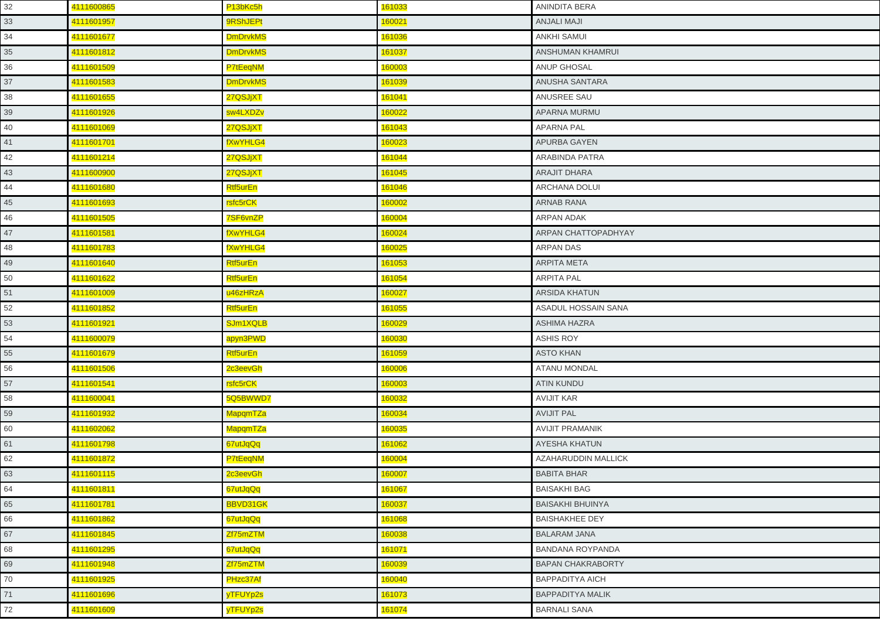| | | | | |
|---|---|---|---|---|
| 32 | 4111600865 | P13bKc5h | 161033 | ANINDITA BERA |
| 33 | 4111601957 | 9RShJEPt | 160021 | ANJALI MAJI |
| 34 | 4111601677 | DmDrvkMS | 161036 | ANKHI SAMUI |
| 35 | 4111601812 | DmDrvkMS | 161037 | ANSHUMAN KHAMRUI |
| 36 | 4111601509 | P7tEeqNM | 160003 | ANUP GHOSAL |
| 37 | 4111601583 | DmDrvkMS | 161039 | ANUSHA SANTARA |
| 38 | 4111601655 | 27QSJjXT | 161041 | ANUSREE SAU |
| 39 | 4111601926 | sw4LXDZv | 160022 | APARNA MURMU |
| 40 | 4111601069 | 27QSJjXT | 161043 | APARNA PAL |
| 41 | 4111601701 | fXwYHLG4 | 160023 | APURBA GAYEN |
| 42 | 4111601214 | 27QSJjXT | 161044 | ARABINDA PATRA |
| 43 | 4111600900 | 27QSJjXT | 161045 | ARAJIT DHARA |
| 44 | 4111601680 | Rtf5urEn | 161046 | ARCHANA DOLUI |
| 45 | 4111601693 | rsfc5rCK | 160002 | ARNAB RANA |
| 46 | 4111601505 | 7SF6vnZP | 160004 | ARPAN ADAK |
| 47 | 4111601581 | fXwYHLG4 | 160024 | ARPAN CHATTOPADHYAY |
| 48 | 4111601783 | fXwYHLG4 | 160025 | ARPAN DAS |
| 49 | 4111601640 | Rtf5urEn | 161053 | ARPITA META |
| 50 | 4111601622 | Rtf5urEn | 161054 | ARPITA PAL |
| 51 | 4111601009 | u46zHRzA | 160027 | ARSIDA KHATUN |
| 52 | 4111601852 | Rtf5urEn | 161055 | ASADUL HOSSAIN SANA |
| 53 | 4111601921 | SJm1XQLB | 160029 | ASHIMA HAZRA |
| 54 | 4111600079 | apyn3PWD | 160030 | ASHIS ROY |
| 55 | 4111601679 | Rtf5urEn | 161059 | ASTO KHAN |
| 56 | 4111601506 | 2c3eevGh | 160006 | ATANU MONDAL |
| 57 | 4111601541 | rsfc5rCK | 160003 | ATIN KUNDU |
| 58 | 4111600041 | 5Q5BWWD7 | 160032 | AVIJIT KAR |
| 59 | 4111601932 | MapqmTZa | 160034 | AVIJIT PAL |
| 60 | 4111602062 | MapqmTZa | 160035 | AVIJIT PRAMANIK |
| 61 | 4111601798 | 67utJqQq | 161062 | AYESHA KHATUN |
| 62 | 4111601872 | P7tEeqNM | 160004 | AZAHARUDDIN MALLICK |
| 63 | 4111601115 | 2c3eevGh | 160007 | BABITA BHAR |
| 64 | 4111601811 | 67utJqQq | 161067 | BAISAKHI BAG |
| 65 | 4111601781 | BBVD31GK | 160037 | BAISAKHI BHUINYA |
| 66 | 4111601862 | 67utJqQq | 161068 | BAISHAKHEE DEY |
| 67 | 4111601845 | Zf75mZTM | 160038 | BALARAM JANA |
| 68 | 4111601295 | 67utJqQq | 161071 | BANDANA ROYPANDA |
| 69 | 4111601948 | Zf75mZTM | 160039 | BAPAN CHAKRABORTY |
| 70 | 4111601925 | PHzc37Af | 160040 | BAPPADITYA AICH |
| 71 | 4111601696 | yTFUYp2s | 161073 | BAPPADITYA MALIK |
| 72 | 4111601609 | yTFUYp2s | 161074 | BARNALI SANA |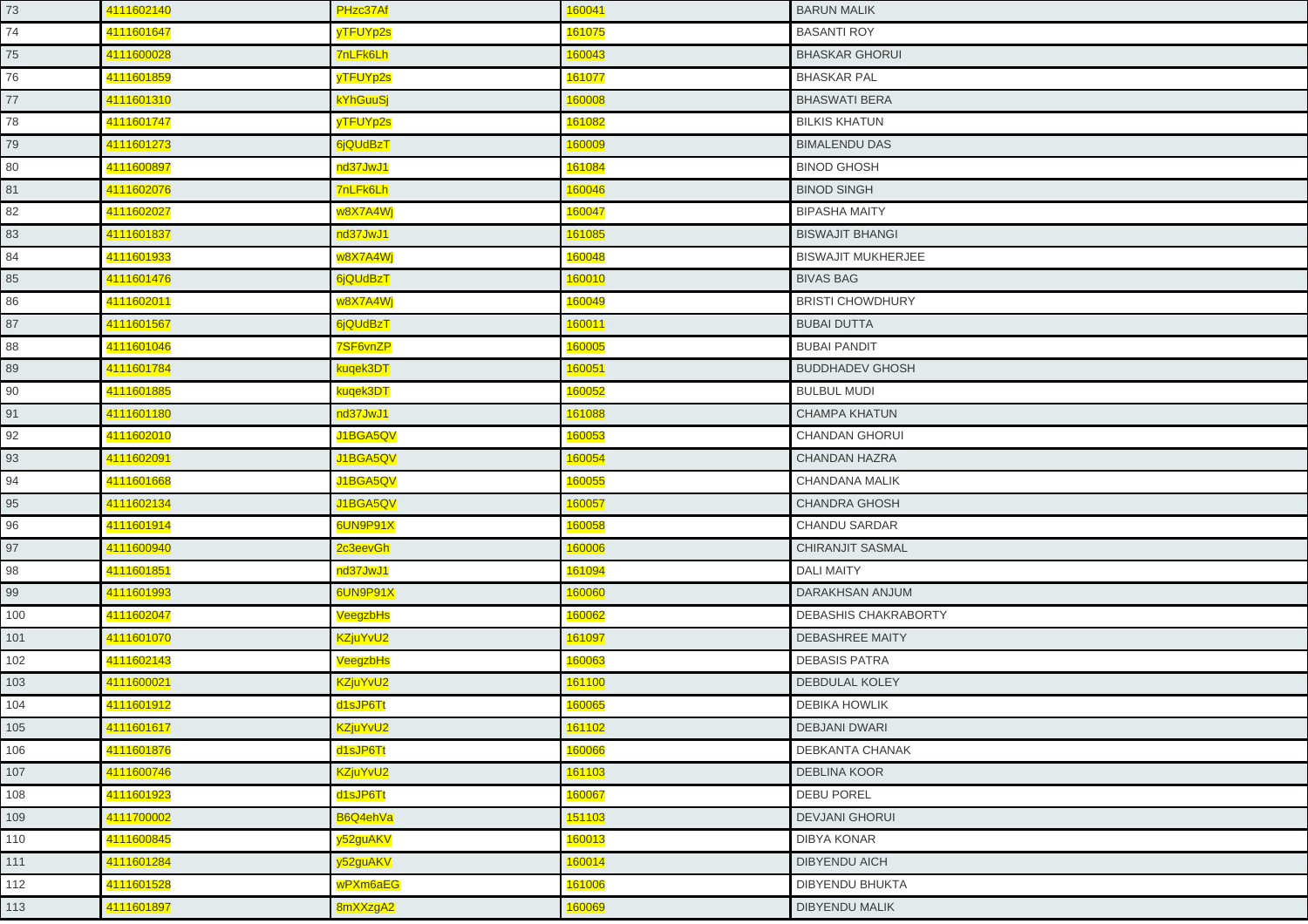| 73 | 4111602140 | PHzc37Af | 160041 | BARUN MALIK |
|---|---|---|---|---|
| 74 | 4111601647 | yTFUYp2s | 161075 | BASANTI ROY |
| 75 | 4111600028 | 7nLFk6Lh | 160043 | BHASKAR GHORUI |
| 76 | 4111601859 | yTFUYp2s | 161077 | BHASKAR PAL |
| 77 | 4111601310 | kYhGuuSj | 160008 | BHASWATI BERA |
| 78 | 4111601747 | yTFUYp2s | 161082 | BILKIS KHATUN |
| 79 | 4111601273 | 6jQUdBzT | 160009 | BIMALENDU DAS |
| 80 | 4111600897 | nd37JwJ1 | 161084 | BINOD GHOSH |
| 81 | 4111602076 | 7nLFk6Lh | 160046 | BINOD SINGH |
| 82 | 4111602027 | w8X7A4Wj | 160047 | BIPASHA MAITY |
| 83 | 4111601837 | nd37JwJ1 | 161085 | BISWAJIT BHANGI |
| 84 | 4111601933 | w8X7A4Wj | 160048 | BISWAJIT MUKHERJEE |
| 85 | 4111601476 | 6jQUdBzT | 160010 | BIVAS BAG |
| 86 | 4111602011 | w8X7A4Wj | 160049 | BRISTI CHOWDHURY |
| 87 | 4111601567 | 6jQUdBzT | 160011 | BUBAI DUTTA |
| 88 | 4111601046 | 7SF6vnZP | 160005 | BUBAI PANDIT |
| 89 | 4111601784 | kuqek3DT | 160051 | BUDDHADEV GHOSH |
| 90 | 4111601885 | kuqek3DT | 160052 | BULBUL MUDI |
| 91 | 4111601180 | nd37JwJ1 | 161088 | CHAMPA KHATUN |
| 92 | 4111602010 | J1BGA5QV | 160053 | CHANDAN GHORUI |
| 93 | 4111602091 | J1BGA5QV | 160054 | CHANDAN HAZRA |
| 94 | 4111601668 | J1BGA5QV | 160055 | CHANDANA MALIK |
| 95 | 4111602134 | J1BGA5QV | 160057 | CHANDRA GHOSH |
| 96 | 4111601914 | 6UN9P91X | 160058 | CHANDU SARDAR |
| 97 | 4111600940 | 2c3eevGh | 160006 | CHIRANJIT SASMAL |
| 98 | 4111601851 | nd37JwJ1 | 161094 | DALI MAITY |
| 99 | 4111601993 | 6UN9P91X | 160060 | DARAKHSAN ANJUM |
| 100 | 4111602047 | VeegzbHs | 160062 | DEBASHIS CHAKRABORTY |
| 101 | 4111601070 | KZjuYvU2 | 161097 | DEBASHREE MAITY |
| 102 | 4111602143 | VeegzbHs | 160063 | DEBASIS PATRA |
| 103 | 4111600021 | KZjuYvU2 | 161100 | DEBDULAL KOLEY |
| 104 | 4111601912 | d1sJP6Tt | 160065 | DEBIKA HOWLIK |
| 105 | 4111601617 | KZjuYvU2 | 161102 | DEBJANI DWARI |
| 106 | 4111601876 | d1sJP6Tt | 160066 | DEBKANTA CHANAK |
| 107 | 4111600746 | KZjuYvU2 | 161103 | DEBLINA KOOR |
| 108 | 4111601923 | d1sJP6Tt | 160067 | DEBU POREL |
| 109 | 4111700002 | B6Q4ehVa | 151103 | DEVJANI GHORUI |
| 110 | 4111600845 | y52guAKV | 160013 | DIBYA KONAR |
| 111 | 4111601284 | y52guAKV | 160014 | DIBYENDU AICH |
| 112 | 4111601528 | wPXm6aEG | 161006 | DIBYENDU BHUKTA |
| 113 | 4111601897 | 8mXXzgA2 | 160069 | DIBYENDU MALIK |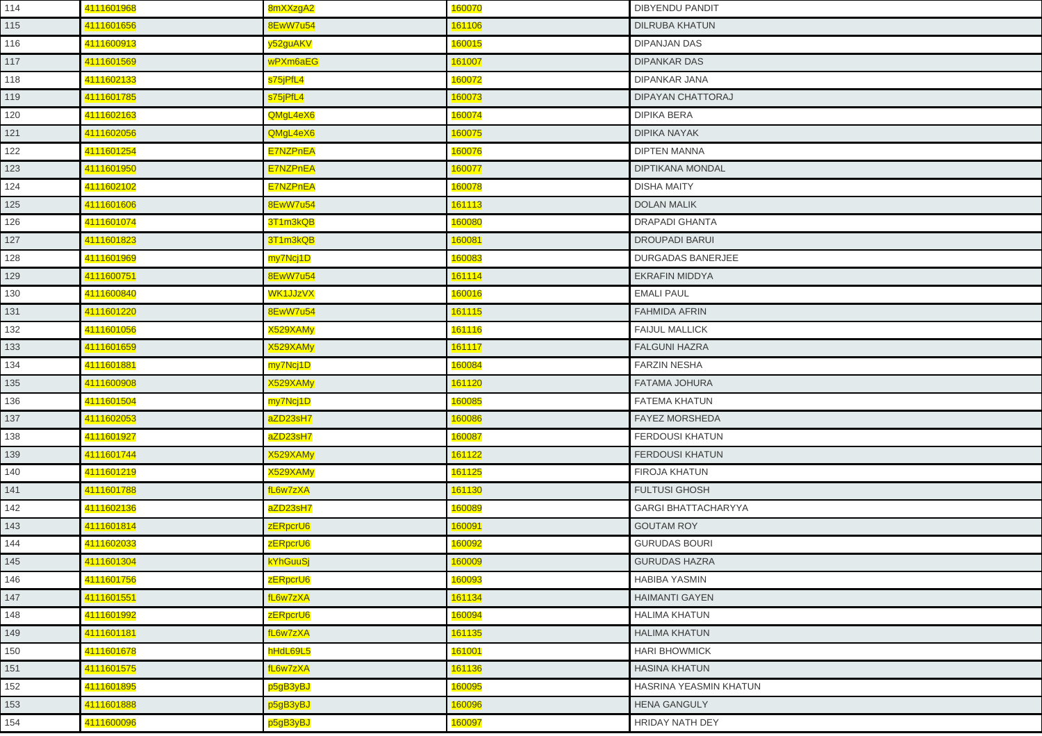| 114 | 4111601968 | 8mXXzgA2 | 160070 | DIBYENDU PANDIT |
|---|---|---|---|---|
| 115 | 4111601656 | 8EwW7u54 | 161106 | DILRUBA KHATUN |
| 116 | 4111600913 | y52guAKV | 160015 | DIPANJAN DAS |
| 117 | 4111601569 | wPXm6aEG | 161007 | DIPANKAR DAS |
| 118 | 4111602133 | s75jPfL4 | 160072 | DIPANKAR JANA |
| 119 | 4111601785 | s75jPfL4 | 160073 | DIPAYAN CHATTORAJ |
| 120 | 4111602163 | QMgL4eX6 | 160074 | DIPIKA BERA |
| 121 | 4111602056 | QMgL4eX6 | 160075 | DIPIKA NAYAK |
| 122 | 4111601254 | E7NZPnEA | 160076 | DIPTEN MANNA |
| 123 | 4111601950 | E7NZPnEA | 160077 | DIPTIKANA MONDAL |
| 124 | 4111602102 | E7NZPnEA | 160078 | DISHA MAITY |
| 125 | 4111601606 | 8EwW7u54 | 161113 | DOLAN MALIK |
| 126 | 4111601074 | 3T1m3kQB | 160080 | DRAPADI GHANTA |
| 127 | 4111601823 | 3T1m3kQB | 160081 | DROUPADI BARUI |
| 128 | 4111601969 | my7Ncj1D | 160083 | DURGADAS BANERJEE |
| 129 | 4111600751 | 8EwW7u54 | 161114 | EKRAFIN MIDDYA |
| 130 | 4111600840 | WK1JJzVX | 160016 | EMALI PAUL |
| 131 | 4111601220 | 8EwW7u54 | 161115 | FAHMIDA AFRIN |
| 132 | 4111601056 | X529XAMy | 161116 | FAIJUL MALLICK |
| 133 | 4111601659 | X529XAMy | 161117 | FALGUNI HAZRA |
| 134 | 4111601881 | my7Ncj1D | 160084 | FARZIN NESHA |
| 135 | 4111600908 | X529XAMy | 161120 | FATAMA JOHURA |
| 136 | 4111601504 | my7Ncj1D | 160085 | FATEMA KHATUN |
| 137 | 4111602053 | aZD23sH7 | 160086 | FAYEZ MORSHEDA |
| 138 | 4111601927 | aZD23sH7 | 160087 | FERDOUSI KHATUN |
| 139 | 4111601744 | X529XAMy | 161122 | FERDOUSI KHATUN |
| 140 | 4111601219 | X529XAMy | 161125 | FIROJA KHATUN |
| 141 | 4111601788 | fL6w7zXA | 161130 | FULTUSI GHOSH |
| 142 | 4111602136 | aZD23sH7 | 160089 | GARGI BHATTACHARYYA |
| 143 | 4111601814 | zERpcrU6 | 160091 | GOUTAM ROY |
| 144 | 4111602033 | zERpcrU6 | 160092 | GURUDAS BOURI |
| 145 | 4111601304 | kYhGuuSj | 160009 | GURUDAS HAZRA |
| 146 | 4111601756 | zERpcrU6 | 160093 | HABIBA YASMIN |
| 147 | 4111601551 | fL6w7zXA | 161134 | HAIMANTI GAYEN |
| 148 | 4111601992 | zERpcrU6 | 160094 | HALIMA KHATUN |
| 149 | 4111601181 | fL6w7zXA | 161135 | HALIMA KHATUN |
| 150 | 4111601678 | hHdL69L5 | 161001 | HARI BHOWMICK |
| 151 | 4111601575 | fL6w7zXA | 161136 | HASINA KHATUN |
| 152 | 4111601895 | p5gB3yBJ | 160095 | HASRINA YEASMIN KHATUN |
| 153 | 4111601888 | p5gB3yBJ | 160096 | HENA GANGULY |
| 154 | 4111600096 | p5gB3yBJ | 160097 | HRIDAY NATH DEY |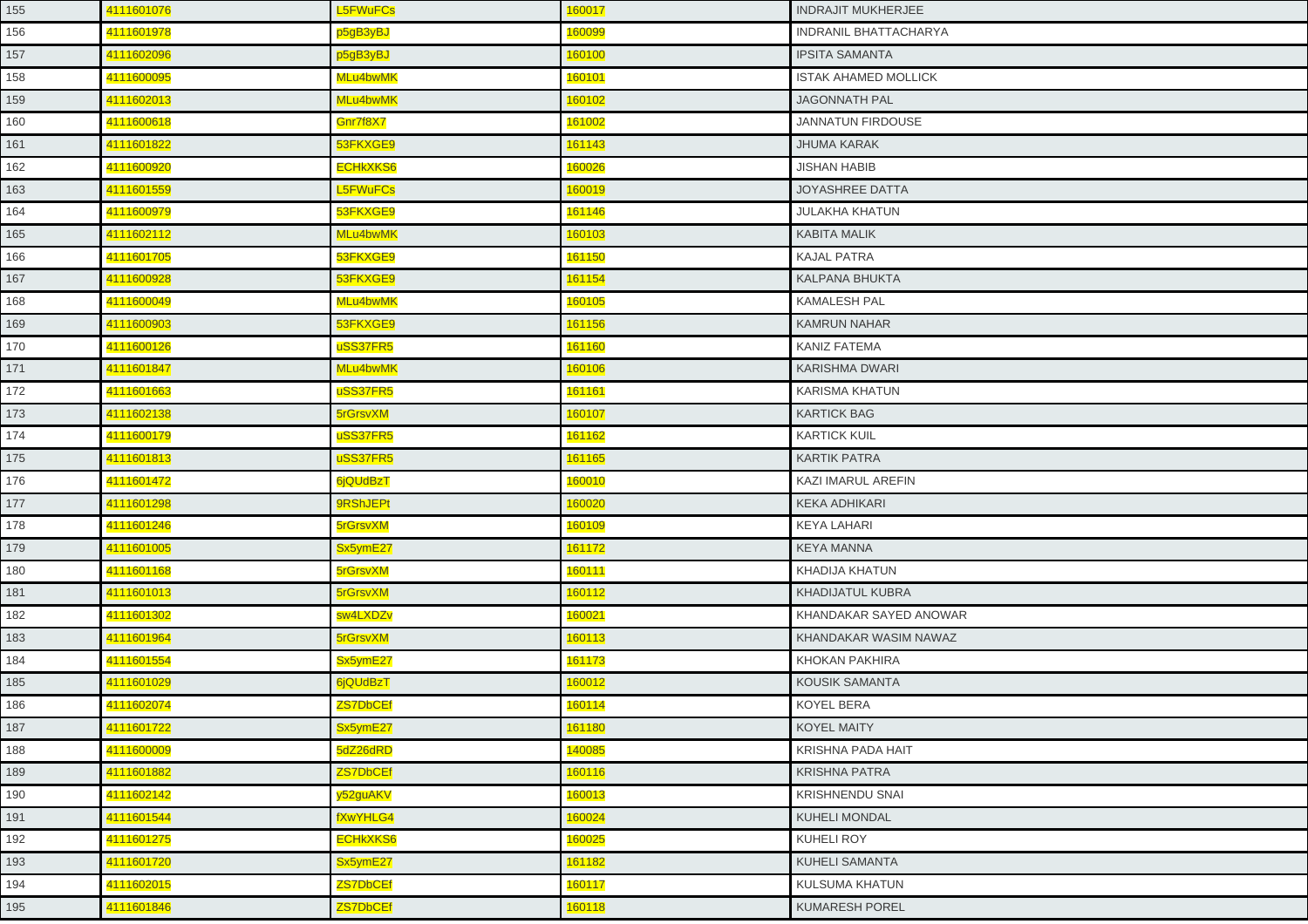| | | | | |
|---|---|---|---|---|
| 155 | 4111601076 | L5FWuFCs | 160017 | INDRAJIT MUKHERJEE |
| 156 | 4111601978 | p5gB3yBJ | 160099 | INDRANIL BHATTACHARYA |
| 157 | 4111602096 | p5gB3yBJ | 160100 | IPSITA SAMANTA |
| 158 | 4111600095 | MLu4bwMK | 160101 | ISTAK AHAMED MOLLICK |
| 159 | 4111602013 | MLu4bwMK | 160102 | JAGONNATH PAL |
| 160 | 4111600618 | Gnr7f8X7 | 161002 | JANNATUN FIRDOUSE |
| 161 | 4111601822 | 53FKXGE9 | 161143 | JHUMA KARAK |
| 162 | 4111600920 | ECHkXKS6 | 160026 | JISHAN HABIB |
| 163 | 4111601559 | L5FWuFCs | 160019 | JOYASHREE DATTA |
| 164 | 4111600979 | 53FKXGE9 | 161146 | JULAKHA KHATUN |
| 165 | 4111602112 | MLu4bwMK | 160103 | KABITA MALIK |
| 166 | 4111601705 | 53FKXGE9 | 161150 | KAJAL PATRA |
| 167 | 4111600928 | 53FKXGE9 | 161154 | KALPANA BHUKTA |
| 168 | 4111600049 | MLu4bwMK | 160105 | KAMALESH PAL |
| 169 | 4111600903 | 53FKXGE9 | 161156 | KAMRUN NAHAR |
| 170 | 4111600126 | uSS37FR5 | 161160 | KANIZ FATEMA |
| 171 | 4111601847 | MLu4bwMK | 160106 | KARISHMA DWARI |
| 172 | 4111601663 | uSS37FR5 | 161161 | KARISMA KHATUN |
| 173 | 4111602138 | 5rGrsvXM | 160107 | KARTICK BAG |
| 174 | 4111600179 | uSS37FR5 | 161162 | KARTICK KUIL |
| 175 | 4111601813 | uSS37FR5 | 161165 | KARTIK PATRA |
| 176 | 4111601472 | 6jQUdBzT | 160010 | KAZI IMARUL AREFIN |
| 177 | 4111601298 | 9RShJEPt | 160020 | KEKA ADHIKARI |
| 178 | 4111601246 | 5rGrsvXM | 160109 | KEYA LAHARI |
| 179 | 4111601005 | Sx5ymE27 | 161172 | KEYA MANNA |
| 180 | 4111601168 | 5rGrsvXM | 160111 | KHADIJA KHATUN |
| 181 | 4111601013 | 5rGrsvXM | 160112 | KHADIJATUL KUBRA |
| 182 | 4111601302 | sw4LXDZv | 160021 | KHANDAKAR SAYED ANOWAR |
| 183 | 4111601964 | 5rGrsvXM | 160113 | KHANDAKAR WASIM NAWAZ |
| 184 | 4111601554 | Sx5ymE27 | 161173 | KHOKAN PAKHIRA |
| 185 | 4111601029 | 6jQUdBzT | 160012 | KOUSIK SAMANTA |
| 186 | 4111602074 | ZS7DbCEf | 160114 | KOYEL BERA |
| 187 | 4111601722 | Sx5ymE27 | 161180 | KOYEL MAITY |
| 188 | 4111600009 | 5dZ26dRD | 140085 | KRISHNA PADA HAIT |
| 189 | 4111601882 | ZS7DbCEf | 160116 | KRISHNA PATRA |
| 190 | 4111602142 | y52guAKV | 160013 | KRISHNENDU SNAI |
| 191 | 4111601544 | fXwYHLG4 | 160024 | KUHELI MONDAL |
| 192 | 4111601275 | ECHkXKS6 | 160025 | KUHELI ROY |
| 193 | 4111601720 | Sx5ymE27 | 161182 | KUHELI SAMANTA |
| 194 | 4111602015 | ZS7DbCEf | 160117 | KULSUMA KHATUN |
| 195 | 4111601846 | ZS7DbCEf | 160118 | KUMARESH POREL |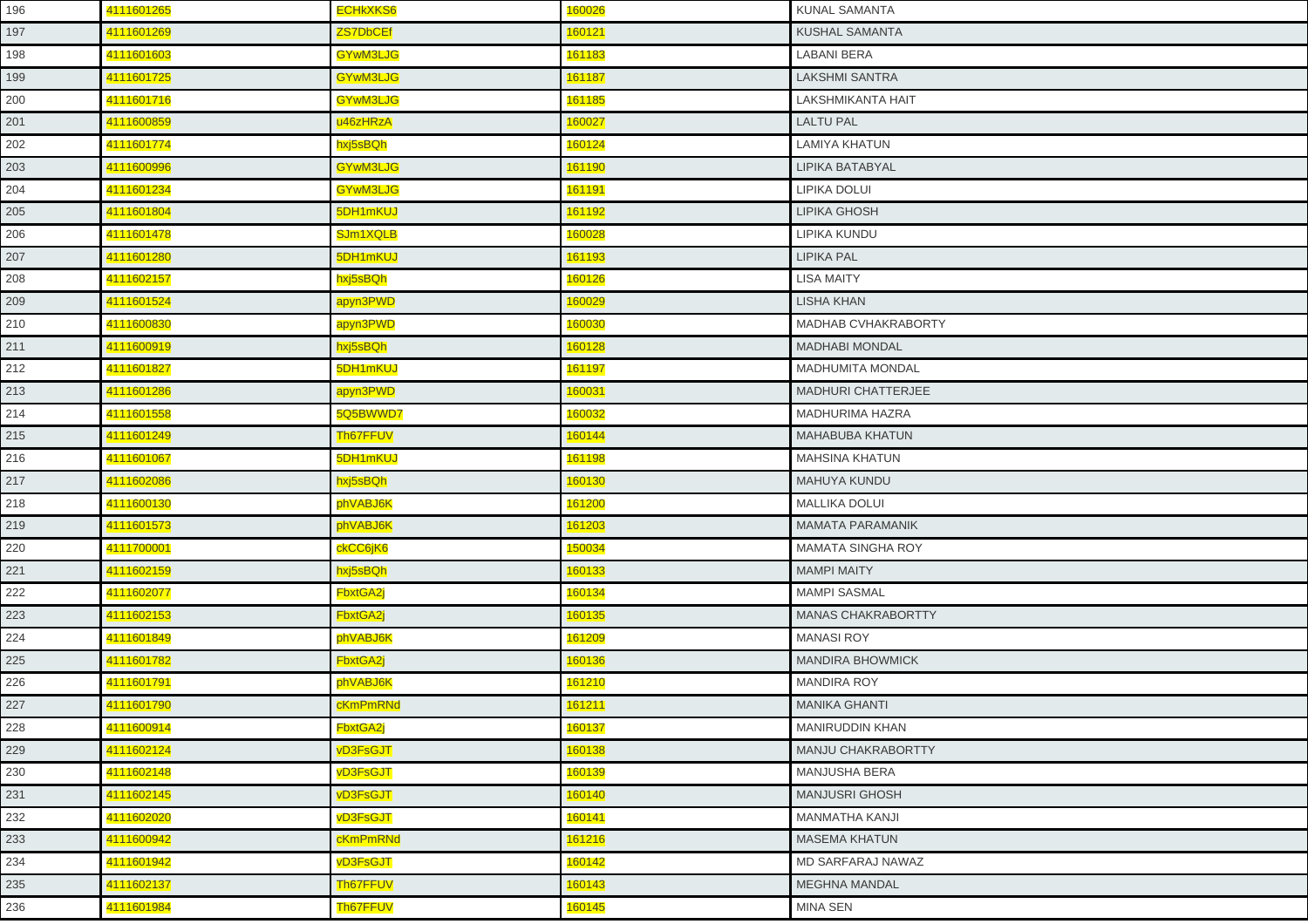| 196 | 4111601265 | ECHkXKS6 | 160026 | KUNAL SAMANTA |
|---|---|---|---|---|
| 197 | 4111601269 | ZS7DbCEf | 160121 | KUSHAL SAMANTA |
| 198 | 4111601603 | GYwM3LJG | 161183 | LABANI BERA |
| 199 | 4111601725 | GYwM3LJG | 161187 | LAKSHMI SANTRA |
| 200 | 4111601716 | GYwM3LJG | 161185 | LAKSHMIKANTA HAIT |
| 201 | 4111600859 | u46zHRzA | 160027 | LALTU PAL |
| 202 | 4111601774 | hxj5sBQh | 160124 | LAMIYA KHATUN |
| 203 | 4111600996 | GYwM3LJG | 161190 | LIPIKA BATABYAL |
| 204 | 4111601234 | GYwM3LJG | 161191 | LIPIKA DOLUI |
| 205 | 4111601804 | 5DH1mKUJ | 161192 | LIPIKA GHOSH |
| 206 | 4111601478 | SJm1XQLB | 160028 | LIPIKA KUNDU |
| 207 | 4111601280 | 5DH1mKUJ | 161193 | LIPIKA PAL |
| 208 | 4111602157 | hxj5sBQh | 160126 | LISA MAITY |
| 209 | 4111601524 | apyn3PWD | 160029 | LISHA KHAN |
| 210 | 4111600830 | apyn3PWD | 160030 | MADHAB CVHAKRABORTY |
| 211 | 4111600919 | hxj5sBQh | 160128 | MADHABI MONDAL |
| 212 | 4111601827 | 5DH1mKUJ | 161197 | MADHUMITA MONDAL |
| 213 | 4111601286 | apyn3PWD | 160031 | MADHURI CHATTERJEE |
| 214 | 4111601558 | 5Q5BWWD7 | 160032 | MADHURIMA HAZRA |
| 215 | 4111601249 | Th67FFUV | 160144 | MAHABUBA KHATUN |
| 216 | 4111601067 | 5DH1mKUJ | 161198 | MAHSINA KHATUN |
| 217 | 4111602086 | hxj5sBQh | 160130 | MAHUYA KUNDU |
| 218 | 4111600130 | phVABJ6K | 161200 | MALLIKA DOLUI |
| 219 | 4111601573 | phVABJ6K | 161203 | MAMATA PARAMANIK |
| 220 | 4111700001 | ckCC6jK6 | 150034 | MAMATA SINGHA ROY |
| 221 | 4111602159 | hxj5sBQh | 160133 | MAMPI MAITY |
| 222 | 4111602077 | FbxtGA2j | 160134 | MAMPI SASMAL |
| 223 | 4111602153 | FbxtGA2j | 160135 | MANAS CHAKRABORTTY |
| 224 | 4111601849 | phVABJ6K | 161209 | MANASI ROY |
| 225 | 4111601782 | FbxtGA2j | 160136 | MANDIRA BHOWMICK |
| 226 | 4111601791 | phVABJ6K | 161210 | MANDIRA ROY |
| 227 | 4111601790 | cKmPmRNd | 161211 | MANIKA GHANTI |
| 228 | 4111600914 | FbxtGA2j | 160137 | MANIRUDDIN KHAN |
| 229 | 4111602124 | vD3FsGJT | 160138 | MANJU CHAKRABORTTY |
| 230 | 4111602148 | vD3FsGJT | 160139 | MANJUSHA BERA |
| 231 | 4111602145 | vD3FsGJT | 160140 | MANJUSRI GHOSH |
| 232 | 4111602020 | vD3FsGJT | 160141 | MANMATHA KANJI |
| 233 | 4111600942 | cKmPmRNd | 161216 | MASEMA KHATUN |
| 234 | 4111601942 | vD3FsGJT | 160142 | MD SARFARAJ NAWAZ |
| 235 | 4111602137 | Th67FFUV | 160143 | MEGHNA MANDAL |
| 236 | 4111601984 | Th67FFUV | 160145 | MINA SEN |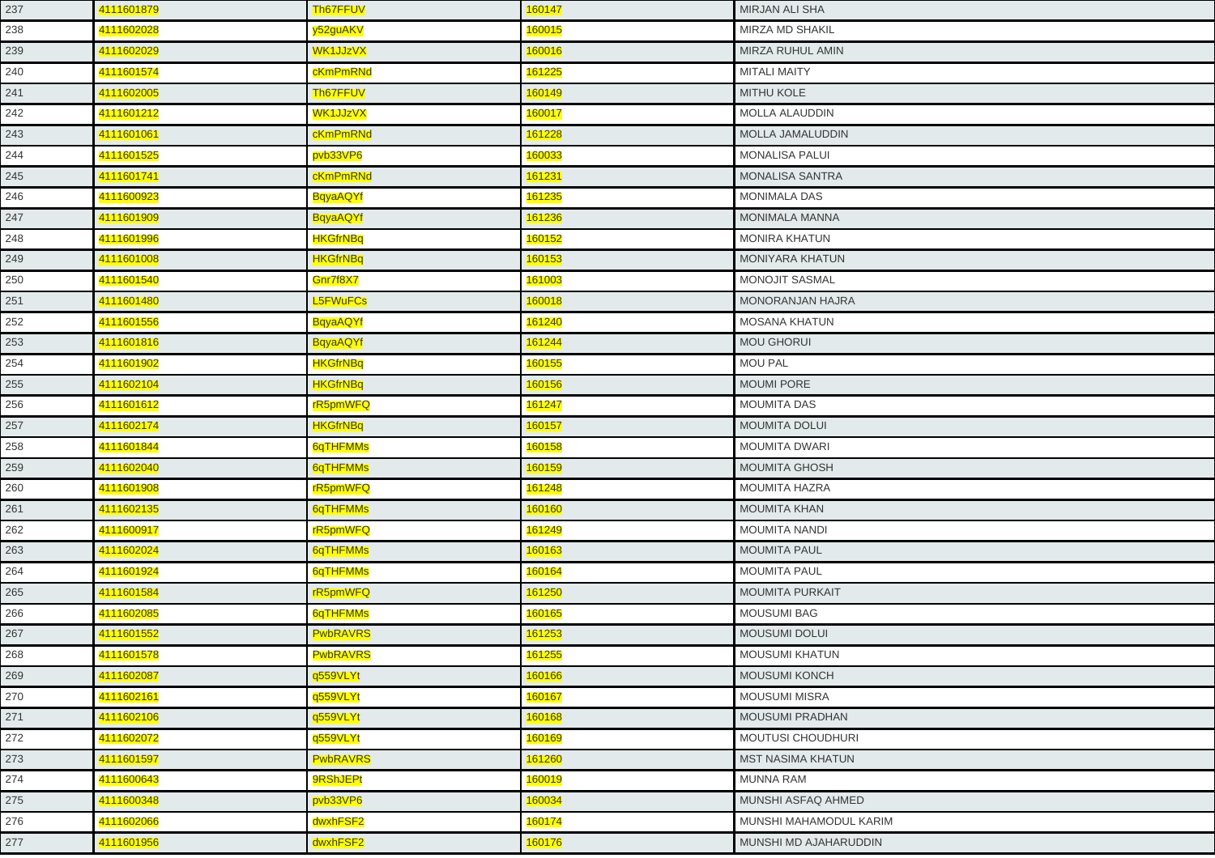| | | | | |
|---|---|---|---|---|
| 237 | 4111601879 | Th67FFUV | 160147 | MIRJAN ALI SHA |
| 238 | 4111602028 | y52guAKV | 160015 | MIRZA MD SHAKIL |
| 239 | 4111602029 | WK1JJzVX | 160016 | MIRZA RUHUL AMIN |
| 240 | 4111601574 | cKmPmRNd | 161225 | MITALI MAITY |
| 241 | 4111602005 | Th67FFUV | 160149 | MITHU KOLE |
| 242 | 4111601212 | WK1JJzVX | 160017 | MOLLA ALAUDDIN |
| 243 | 4111601061 | cKmPmRNd | 161228 | MOLLA JAMALUDDIN |
| 244 | 4111601525 | pvb33VP6 | 160033 | MONALISA PALUI |
| 245 | 4111601741 | cKmPmRNd | 161231 | MONALISA SANTRA |
| 246 | 4111600923 | BqyaAQYf | 161235 | MONIMALA DAS |
| 247 | 4111601909 | BqyaAQYf | 161236 | MONIMALA MANNA |
| 248 | 4111601996 | HKGfrNBq | 160152 | MONIRA KHATUN |
| 249 | 4111601008 | HKGfrNBq | 160153 | MONIYARA KHATUN |
| 250 | 4111601540 | Gnr7f8X7 | 161003 | MONOJIT SASMAL |
| 251 | 4111601480 | L5FWuFCs | 160018 | MONORANJAN HAJRA |
| 252 | 4111601556 | BqyaAQYf | 161240 | MOSANA KHATUN |
| 253 | 4111601816 | BqyaAQYf | 161244 | MOU GHORUI |
| 254 | 4111601902 | HKGfrNBq | 160155 | MOU PAL |
| 255 | 4111602104 | HKGfrNBq | 160156 | MOUMI PORE |
| 256 | 4111601612 | rR5pmWFQ | 161247 | MOUMITA DAS |
| 257 | 4111602174 | HKGfrNBq | 160157 | MOUMITA DOLUI |
| 258 | 4111601844 | 6qTHFMMs | 160158 | MOUMITA DWARI |
| 259 | 4111602040 | 6qTHFMMs | 160159 | MOUMITA GHOSH |
| 260 | 4111601908 | rR5pmWFQ | 161248 | MOUMITA HAZRA |
| 261 | 4111602135 | 6qTHFMMs | 160160 | MOUMITA KHAN |
| 262 | 4111600917 | rR5pmWFQ | 161249 | MOUMITA NANDI |
| 263 | 4111602024 | 6qTHFMMs | 160163 | MOUMITA PAUL |
| 264 | 4111601924 | 6qTHFMMs | 160164 | MOUMITA PAUL |
| 265 | 4111601584 | rR5pmWFQ | 161250 | MOUMITA PURKAIT |
| 266 | 4111602085 | 6qTHFMMs | 160165 | MOUSUMI BAG |
| 267 | 4111601552 | PwbRAVRS | 161253 | MOUSUMI DOLUI |
| 268 | 4111601578 | PwbRAVRS | 161255 | MOUSUMI KHATUN |
| 269 | 4111602087 | q559VLYt | 160166 | MOUSUMI KONCH |
| 270 | 4111602161 | q559VLYt | 160167 | MOUSUMI MISRA |
| 271 | 4111602106 | q559VLYt | 160168 | MOUSUMI PRADHAN |
| 272 | 4111602072 | q559VLYt | 160169 | MOUTUSI CHOUDHURI |
| 273 | 4111601597 | PwbRAVRS | 161260 | MST NASIMA KHATUN |
| 274 | 4111600643 | 9RShJEPt | 160019 | MUNNA RAM |
| 275 | 4111600348 | pvb33VP6 | 160034 | MUNSHI ASFAQ AHMED |
| 276 | 4111602066 | dwxhFSF2 | 160174 | MUNSHI MAHAMODUL KARIM |
| 277 | 4111601956 | dwxhFSF2 | 160176 | MUNSHI MD AJAHARUDDIN |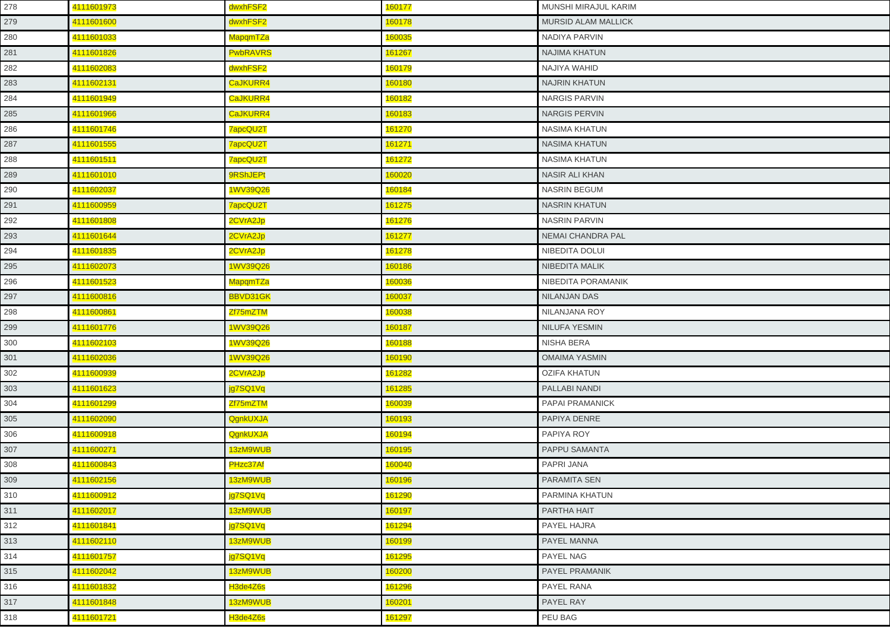| | | | | |
|---|---|---|---|---|
| 278 | 4111601973 | dwxhFSF2 | 160177 | MUNSHI MIRAJUL KARIM |
| 279 | 4111601600 | dwxhFSF2 | 160178 | MURSID ALAM MALLICK |
| 280 | 4111601033 | MapqmTZa | 160035 | NADIYA PARVIN |
| 281 | 4111601826 | PwbRAVRS | 161267 | NAJIMA KHATUN |
| 282 | 4111602083 | dwxhFSF2 | 160179 | NAJIYA WAHID |
| 283 | 4111602131 | CaJKURR4 | 160180 | NAJRIN KHATUN |
| 284 | 4111601949 | CaJKURR4 | 160182 | NARGIS PARVIN |
| 285 | 4111601966 | CaJKURR4 | 160183 | NARGIS PERVIN |
| 286 | 4111601746 | 7apcQU2T | 161270 | NASIMA KHATUN |
| 287 | 4111601555 | 7apcQU2T | 161271 | NASIMA KHATUN |
| 288 | 4111601511 | 7apcQU2T | 161272 | NASIMA KHATUN |
| 289 | 4111601010 | 9RShJEPt | 160020 | NASIR ALI KHAN |
| 290 | 4111602037 | 1WV39Q26 | 160184 | NASRIN BEGUM |
| 291 | 4111600959 | 7apcQU2T | 161275 | NASRIN KHATUN |
| 292 | 4111601808 | 2CVrA2Jp | 161276 | NASRIN PARVIN |
| 293 | 4111601644 | 2CVrA2Jp | 161277 | NEMAI CHANDRA PAL |
| 294 | 4111601835 | 2CVrA2Jp | 161278 | NIBEDITA DOLUI |
| 295 | 4111602073 | 1WV39Q26 | 160186 | NIBEDITA MALIK |
| 296 | 4111601523 | MapqmTZa | 160036 | NIBEDITA PORAMANIK |
| 297 | 4111600816 | BBVD31GK | 160037 | NILANJAN DAS |
| 298 | 4111600861 | Zf75mZTM | 160038 | NILANJANA ROY |
| 299 | 4111601776 | 1WV39Q26 | 160187 | NILUFA YESMIN |
| 300 | 4111602103 | 1WV39Q26 | 160188 | NISHA BERA |
| 301 | 4111602036 | 1WV39Q26 | 160190 | OMAIMA YASMIN |
| 302 | 4111600939 | 2CVrA2Jp | 161282 | OZIFA KHATUN |
| 303 | 4111601623 | jg7SQ1Vq | 161285 | PALLABI NANDI |
| 304 | 4111601299 | Zf75mZTM | 160039 | PAPAI PRAMANICK |
| 305 | 4111602090 | QgnkUXJA | 160193 | PAPIYA DENRE |
| 306 | 4111600918 | QgnkUXJA | 160194 | PAPIYA ROY |
| 307 | 4111600271 | 13zM9WUB | 160195 | PAPPU SAMANTA |
| 308 | 4111600843 | PHzc37Af | 160040 | PAPRI JANA |
| 309 | 4111602156 | 13zM9WUB | 160196 | PARAMITA SEN |
| 310 | 4111600912 | jg7SQ1Vq | 161290 | PARMINA KHATUN |
| 311 | 4111602017 | 13zM9WUB | 160197 | PARTHA HAIT |
| 312 | 4111601841 | jg7SQ1Vq | 161294 | PAYEL HAJRA |
| 313 | 4111602110 | 13zM9WUB | 160199 | PAYEL MANNA |
| 314 | 4111601757 | jg7SQ1Vq | 161295 | PAYEL NAG |
| 315 | 4111602042 | 13zM9WUB | 160200 | PAYEL PRAMANIK |
| 316 | 4111601832 | H3de4Z6s | 161296 | PAYEL RANA |
| 317 | 4111601848 | 13zM9WUB | 160201 | PAYEL RAY |
| 318 | 4111601721 | H3de4Z6s | 161297 | PEU BAG |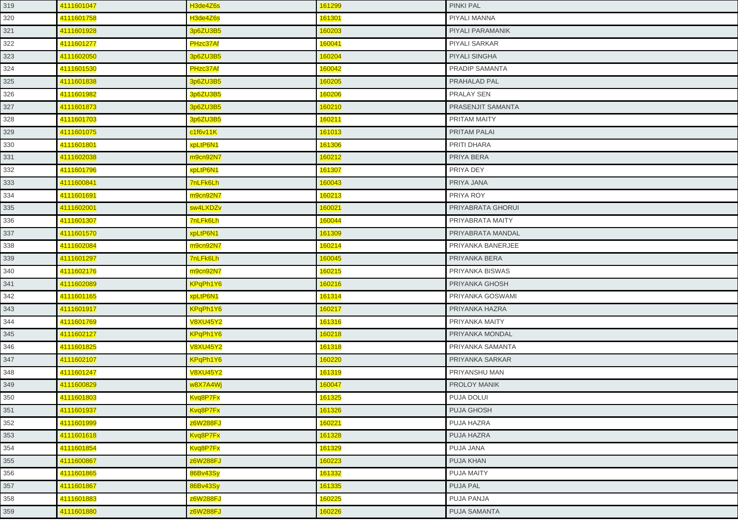| | | | | |
|---|---|---|---|---|
| 319 | 4111601047 | H3de4Z6s | 161299 | PINKI PAL |
| 320 | 4111601758 | H3de4Z6s | 161301 | PIYALI MANNA |
| 321 | 4111601928 | 3p6ZU3B5 | 160203 | PIYALI PARAMANIK |
| 322 | 4111601277 | PHzc37Af | 160041 | PIYALI SARKAR |
| 323 | 4111602050 | 3p6ZU3B5 | 160204 | PIYALI SINGHA |
| 324 | 4111601530 | PHzc37Af | 160042 | PRADIP SAMANTA |
| 325 | 4111601838 | 3p6ZU3B5 | 160205 | PRAHALAD PAL |
| 326 | 4111601982 | 3p6ZU3B5 | 160206 | PRALAY SEN |
| 327 | 4111601873 | 3p6ZU3B5 | 160210 | PRASENJIT SAMANTA |
| 328 | 4111601703 | 3p6ZU3B5 | 160211 | PRITAM MAITY |
| 329 | 4111601075 | c1f6v11K | 161013 | PRITAM PALAI |
| 330 | 4111601801 | xpLtP6N1 | 161306 | PRITI DHARA |
| 331 | 4111602038 | m9cn92N7 | 160212 | PRIYA BERA |
| 332 | 4111601796 | xpLtP6N1 | 161307 | PRIYA DEY |
| 333 | 4111600841 | 7nLFk6Lh | 160043 | PRIYA JANA |
| 334 | 4111601691 | m9cn92N7 | 160213 | PRIYA ROY |
| 335 | 4111602001 | sw4LXDZv | 160021 | PRIYABRATA GHORUI |
| 336 | 4111601307 | 7nLFk6Lh | 160044 | PRIYABRATA MAITY |
| 337 | 4111601570 | xpLtP6N1 | 161309 | PRIYABRATA MANDAL |
| 338 | 4111602084 | m9cn92N7 | 160214 | PRIYANKA BANERJEE |
| 339 | 4111601297 | 7nLFk6Lh | 160045 | PRIYANKA BERA |
| 340 | 4111602176 | m9cn92N7 | 160215 | PRIYANKA BISWAS |
| 341 | 4111602089 | KPqPh1Y6 | 160216 | PRIYANKA GHOSH |
| 342 | 4111601165 | xpLtP6N1 | 161314 | PRIYANKA GOSWAMI |
| 343 | 4111601917 | KPqPh1Y6 | 160217 | PRIYANKA HAZRA |
| 344 | 4111601769 | V8XU45Y2 | 161316 | PRIYANKA MAITY |
| 345 | 4111602127 | KPqPh1Y6 | 160218 | PRIYANKA MONDAL |
| 346 | 4111601825 | V8XU45Y2 | 161318 | PRIYANKA SAMANTA |
| 347 | 4111602107 | KPqPh1Y6 | 160220 | PRIYANKA SARKAR |
| 348 | 4111601247 | V8XU45Y2 | 161319 | PRIYANSHU MAN |
| 349 | 4111600829 | w8X7A4Wj | 160047 | PROLOY MANIK |
| 350 | 4111601803 | Kvq8P7Fx | 161325 | PUJA DOLUI |
| 351 | 4111601937 | Kvq8P7Fx | 161326 | PUJA GHOSH |
| 352 | 4111601999 | z6W288FJ | 160221 | PUJA HAZRA |
| 353 | 4111601618 | Kvq8P7Fx | 161328 | PUJA HAZRA |
| 354 | 4111601854 | Kvq8P7Fx | 161329 | PUJA JANA |
| 355 | 4111600867 | z6W288FJ | 160223 | PUJA KHAN |
| 356 | 4111601865 | 86Bv43Sy | 161332 | PUJA MAITY |
| 357 | 4111601867 | 86Bv43Sy | 161335 | PUJA PAL |
| 358 | 4111601883 | z6W288FJ | 160225 | PUJA PANJA |
| 359 | 4111601880 | z6W288FJ | 160226 | PUJA SAMANTA |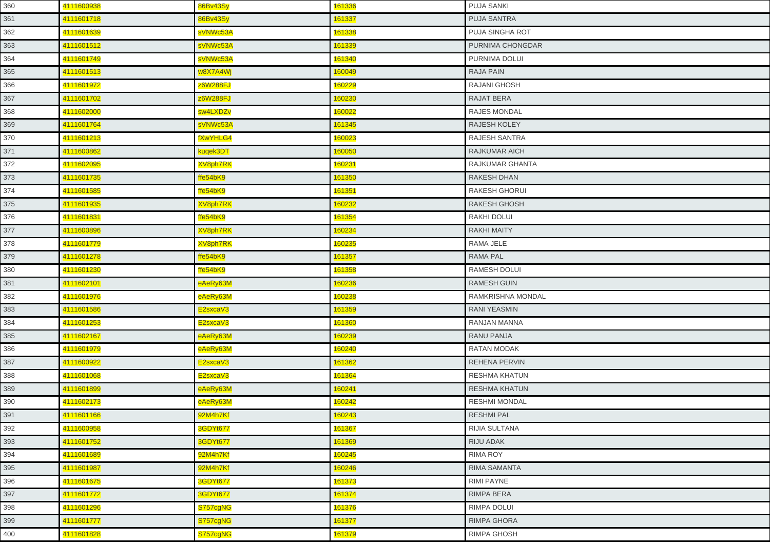| 360 | 4111600938 | 86Bv43Sy | 161336 | PUJA SANKI |
|---|---|---|---|---|
| 361 | 4111601718 | 86Bv43Sy | 161337 | PUJA SANTRA |
| 362 | 4111601639 | sVNWc53A | 161338 | PUJA SINGHA ROT |
| 363 | 4111601512 | sVNWc53A | 161339 | PURNIMA CHONGDAR |
| 364 | 4111601749 | sVNWc53A | 161340 | PURNIMA DOLUI |
| 365 | 4111601513 | w8X7A4Wj | 160049 | RAJA PAIN |
| 366 | 4111601972 | z6W288FJ | 160229 | RAJANI GHOSH |
| 367 | 4111601702 | z6W288FJ | 160230 | RAJAT BERA |
| 368 | 4111602000 | sw4LXDZv | 160022 | RAJES MONDAL |
| 369 | 4111601764 | sVNWc53A | 161345 | RAJESH KOLEY |
| 370 | 4111601213 | fXwYHLG4 | 160023 | RAJESH SANTRA |
| 371 | 4111600862 | kuqek3DT | 160050 | RAJKUMAR AICH |
| 372 | 4111602095 | XV8ph7RK | 160231 | RAJKUMAR GHANTA |
| 373 | 4111601735 | ffe54bK9 | 161350 | RAKESH DHAN |
| 374 | 4111601585 | ffe54bK9 | 161351 | RAKESH GHORUI |
| 375 | 4111601935 | XV8ph7RK | 160232 | RAKESH GHOSH |
| 376 | 4111601831 | ffe54bK9 | 161354 | RAKHI DOLUI |
| 377 | 4111600896 | XV8ph7RK | 160234 | RAKHI MAITY |
| 378 | 4111601779 | XV8ph7RK | 160235 | RAMA JELE |
| 379 | 4111601278 | ffe54bK9 | 161357 | RAMA PAL |
| 380 | 4111601230 | ffe54bK9 | 161358 | RAMESH DOLUI |
| 381 | 4111602101 | eAeRy63M | 160236 | RAMESH GUIN |
| 382 | 4111601976 | eAeRy63M | 160238 | RAMKRISHNA MONDAL |
| 383 | 4111601586 | E2sxcaV3 | 161359 | RANI YEASMIN |
| 384 | 4111601253 | E2sxcaV3 | 161360 | RANJAN MANNA |
| 385 | 4111602167 | eAeRy63M | 160239 | RANU PANJA |
| 386 | 4111601979 | eAeRy63M | 160240 | RATAN MODAK |
| 387 | 4111600922 | E2sxcaV3 | 161362 | REHENA PERVIN |
| 388 | 4111601068 | E2sxcaV3 | 161364 | RESHMA KHATUN |
| 389 | 4111601899 | eAeRy63M | 160241 | RESHMA KHATUN |
| 390 | 4111602173 | eAeRy63M | 160242 | RESHMI MONDAL |
| 391 | 4111601166 | 92M4h7Kf | 160243 | RESHMI PAL |
| 392 | 4111600958 | 3GDYt677 | 161367 | RIJIA SULTANA |
| 393 | 4111601752 | 3GDYt677 | 161369 | RIJU ADAK |
| 394 | 4111601689 | 92M4h7Kf | 160245 | RIMA ROY |
| 395 | 4111601987 | 92M4h7Kf | 160246 | RIMA SAMANTA |
| 396 | 4111601675 | 3GDYt677 | 161373 | RIMI PAYNE |
| 397 | 4111601772 | 3GDYt677 | 161374 | RIMPA BERA |
| 398 | 4111601296 | S757cgNG | 161376 | RIMPA DOLUI |
| 399 | 4111601777 | S757cgNG | 161377 | RIMPA GHORA |
| 400 | 4111601828 | S757cgNG | 161379 | RIMPA GHOSH |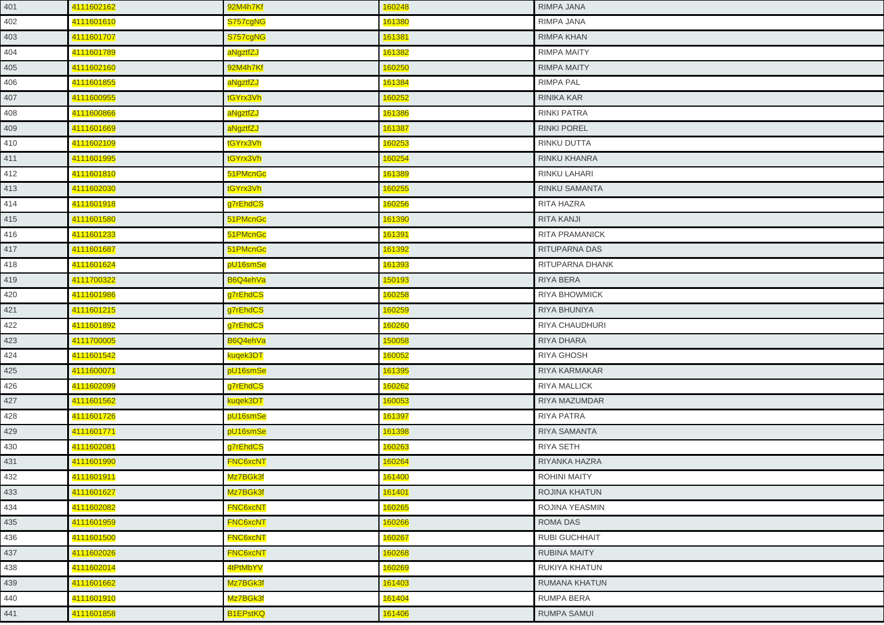| 401 | 4111602162 | 92M4h7Kf | 160248 | RIMPA JANA |
|---|---|---|---|---|
| 402 | 4111601610 | S757cgNG | 161380 | RIMPA JANA |
| 403 | 4111601707 | S757cgNG | 161381 | RIMPA KHAN |
| 404 | 4111601789 | aNgztfZJ | 161382 | RIMPA MAITY |
| 405 | 4111602160 | 92M4h7Kf | 160250 | RIMPA MAITY |
| 406 | 4111601855 | aNgztfZJ | 161384 | RIMPA PAL |
| 407 | 4111600955 | tGYrx3Vh | 160252 | RINIKA KAR |
| 408 | 4111600866 | aNgztfZJ | 161386 | RINKI PATRA |
| 409 | 4111601669 | aNgztfZJ | 161387 | RINKI POREL |
| 410 | 4111602109 | tGYrx3Vh | 160253 | RINKU DUTTA |
| 411 | 4111601995 | tGYrx3Vh | 160254 | RINKU KHANRA |
| 412 | 4111601810 | 51PMcnGc | 161389 | RINKU LAHARI |
| 413 | 4111602030 | tGYrx3Vh | 160255 | RINKU SAMANTA |
| 414 | 4111601918 | g7rEhdCS | 160256 | RITA HAZRA |
| 415 | 4111601580 | 51PMcnGc | 161390 | RITA KANJI |
| 416 | 4111601233 | 51PMcnGc | 161391 | RITA PRAMANICK |
| 417 | 4111601687 | 51PMcnGc | 161392 | RITUPARNA DAS |
| 418 | 4111601624 | pU16smSe | 161393 | RITUPARNA DHANK |
| 419 | 4111700322 | B6Q4ehVa | 150193 | RIYA BERA |
| 420 | 4111601986 | g7rEhdCS | 160258 | RIYA BHOWMICK |
| 421 | 4111601215 | g7rEhdCS | 160259 | RIYA BHUNIYA |
| 422 | 4111601892 | g7rEhdCS | 160260 | RIYA CHAUDHURI |
| 423 | 4111700005 | B6Q4ehVa | 150058 | RIYA DHARA |
| 424 | 4111601542 | kuqek3DT | 160052 | RIYA GHOSH |
| 425 | 4111600071 | pU16smSe | 161395 | RIYA KARMAKAR |
| 426 | 4111602099 | g7rEhdCS | 160262 | RIYA MALLICK |
| 427 | 4111601562 | kuqek3DT | 160053 | RIYA MAZUMDAR |
| 428 | 4111601726 | pU16smSe | 161397 | RIYA PATRA |
| 429 | 4111601771 | pU16smSe | 161398 | RIYA SAMANTA |
| 430 | 4111602081 | g7rEhdCS | 160263 | RIYA SETH |
| 431 | 4111601990 | FNC6xcNT | 160264 | RIYANKA HAZRA |
| 432 | 4111601911 | Mz7BGk3f | 161400 | ROHINI MAITY |
| 433 | 4111601627 | Mz7BGk3f | 161401 | ROJINA KHATUN |
| 434 | 4111602082 | FNC6xcNT | 160265 | ROJINA YEASMIN |
| 435 | 4111601959 | FNC6xcNT | 160266 | ROMA DAS |
| 436 | 4111601500 | FNC6xcNT | 160267 | RUBI GUCHHAIT |
| 437 | 4111602026 | FNC6xcNT | 160268 | RUBINA MAITY |
| 438 | 4111602014 | 4tPtMbYV | 160269 | RUKIYA KHATUN |
| 439 | 4111601662 | Mz7BGk3f | 161403 | RUMANA KHATUN |
| 440 | 4111601910 | Mz7BGk3f | 161404 | RUMPA BERA |
| 441 | 4111601858 | B1EPstKQ | 161406 | RUMPA SAMUI |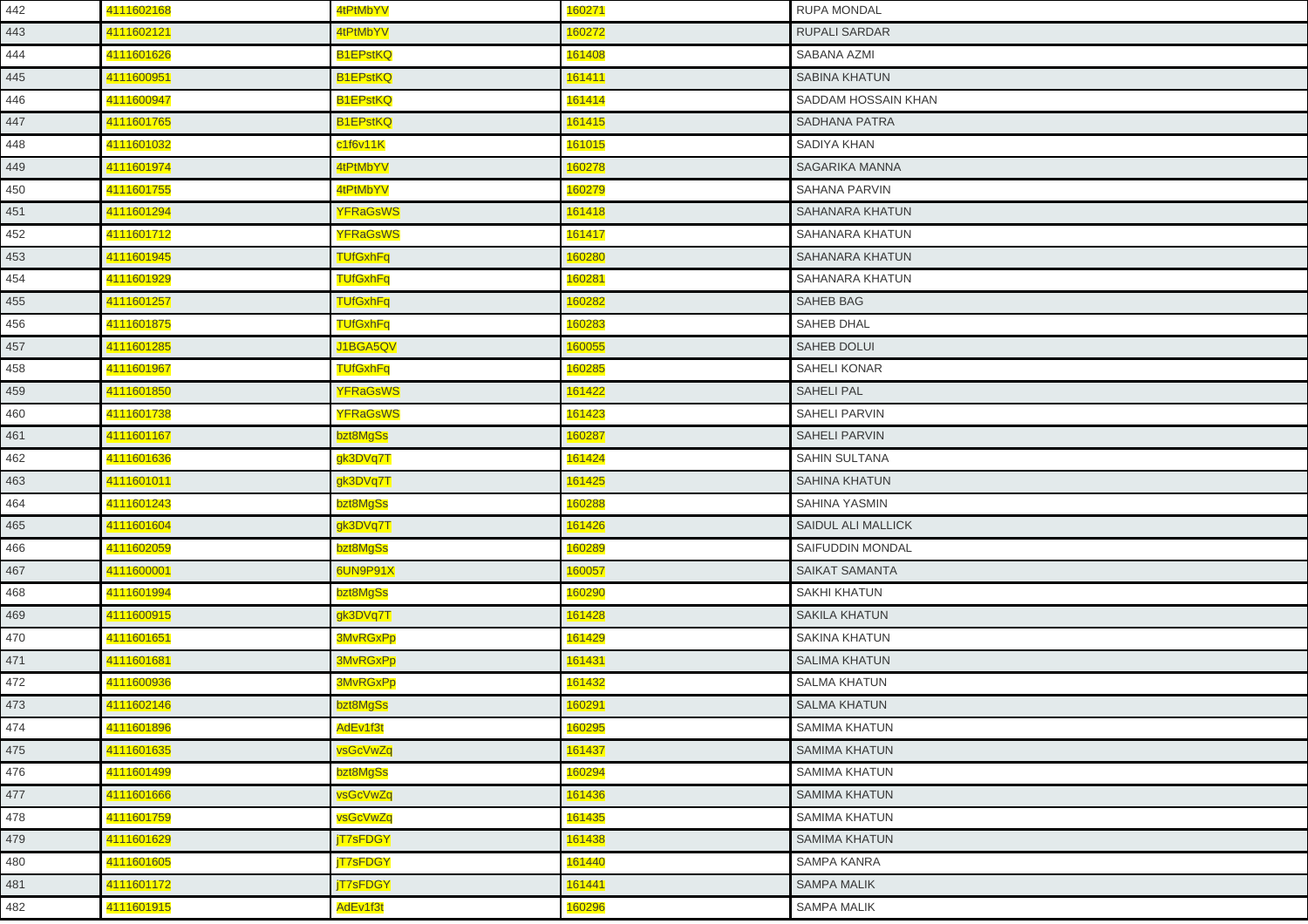| 442 | 4111602168 | 4tPtMbYV | 160271 | RUPA MONDAL |
|---|---|---|---|---|
| 443 | 4111602121 | 4tPtMbYV | 160272 | RUPALI SARDAR |
| 444 | 4111601626 | B1EPstKQ | 161408 | SABANA AZMI |
| 445 | 4111600951 | B1EPstKQ | 161411 | SABINA KHATUN |
| 446 | 4111600947 | B1EPstKQ | 161414 | SADDAM HOSSAIN KHAN |
| 447 | 4111601765 | B1EPstKQ | 161415 | SADHANA PATRA |
| 448 | 4111601032 | c1f6v11K | 161015 | SADIYA KHAN |
| 449 | 4111601974 | 4tPtMbYV | 160278 | SAGARIKA MANNA |
| 450 | 4111601755 | 4tPtMbYV | 160279 | SAHANA PARVIN |
| 451 | 4111601294 | YFRaGsWS | 161418 | SAHANARA KHATUN |
| 452 | 4111601712 | YFRaGsWS | 161417 | SAHANARA KHATUN |
| 453 | 4111601945 | TUfGxhFq | 160280 | SAHANARA KHATUN |
| 454 | 4111601929 | TUfGxhFq | 160281 | SAHANARA KHATUN |
| 455 | 4111601257 | TUfGxhFq | 160282 | SAHEB BAG |
| 456 | 4111601875 | TUfGxhFq | 160283 | SAHEB DHAL |
| 457 | 4111601285 | J1BGA5QV | 160055 | SAHEB DOLUI |
| 458 | 4111601967 | TUfGxhFq | 160285 | SAHELI KONAR |
| 459 | 4111601850 | YFRaGsWS | 161422 | SAHELI PAL |
| 460 | 4111601738 | YFRaGsWS | 161423 | SAHELI PARVIN |
| 461 | 4111601167 | bzt8MgSs | 160287 | SAHELI PARVIN |
| 462 | 4111601636 | gk3DVq7T | 161424 | SAHIN SULTANA |
| 463 | 4111601011 | gk3DVq7T | 161425 | SAHINA KHATUN |
| 464 | 4111601243 | bzt8MgSs | 160288 | SAHINA YASMIN |
| 465 | 4111601604 | gk3DVq7T | 161426 | SAIDUL ALI MALLICK |
| 466 | 4111602059 | bzt8MgSs | 160289 | SAIFUDDIN MONDAL |
| 467 | 4111600001 | 6UN9P91X | 160057 | SAIKAT SAMANTA |
| 468 | 4111601994 | bzt8MgSs | 160290 | SAKHI KHATUN |
| 469 | 4111600915 | gk3DVq7T | 161428 | SAKILA KHATUN |
| 470 | 4111601651 | 3MvRGxPp | 161429 | SAKINA KHATUN |
| 471 | 4111601681 | 3MvRGxPp | 161431 | SALIMA KHATUN |
| 472 | 4111600936 | 3MvRGxPp | 161432 | SALMA KHATUN |
| 473 | 4111602146 | bzt8MgSs | 160291 | SALMA KHATUN |
| 474 | 4111601896 | AdEv1f3t | 160295 | SAMIMA KHATUN |
| 475 | 4111601635 | vsGcVwZq | 161437 | SAMIMA KHATUN |
| 476 | 4111601499 | bzt8MgSs | 160294 | SAMIMA KHATUN |
| 477 | 4111601666 | vsGcVwZq | 161436 | SAMIMA KHATUN |
| 478 | 4111601759 | vsGcVwZq | 161435 | SAMIMA KHATUN |
| 479 | 4111601629 | jT7sFDGY | 161438 | SAMIMA KHATUN |
| 480 | 4111601605 | jT7sFDGY | 161440 | SAMPA KANRA |
| 481 | 4111601172 | jT7sFDGY | 161441 | SAMPA MALIK |
| 482 | 4111601915 | AdEv1f3t | 160296 | SAMPA MALIK |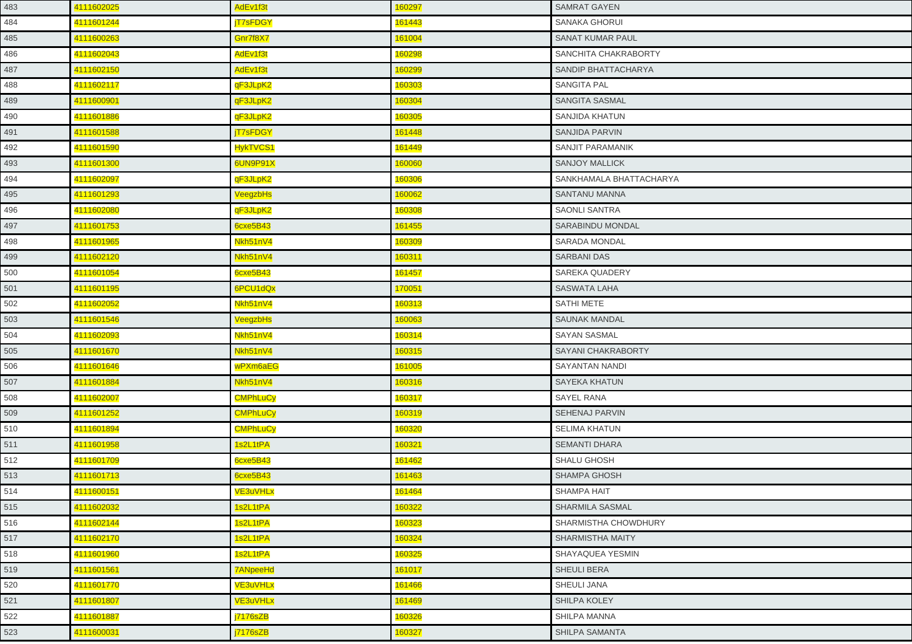| 483 | 4111602025 | AdEv1f3t | 160297 | SAMRAT GAYEN |
|---|---|---|---|---|
| 484 | 4111601244 | jT7sFDGY | 161443 | SANAKA GHORUI |
| 485 | 4111600263 | Gnr7f8X7 | 161004 | SANAT KUMAR PAUL |
| 486 | 4111602043 | AdEv1f3t | 160298 | SANCHITA CHAKRABORTY |
| 487 | 4111602150 | AdEv1f3t | 160299 | SANDIP BHATTACHARYA |
| 488 | 4111602117 | qF3JLpK2 | 160303 | SANGITA PAL |
| 489 | 4111600901 | qF3JLpK2 | 160304 | SANGITA SASMAL |
| 490 | 4111601886 | qF3JLpK2 | 160305 | SANJIDA KHATUN |
| 491 | 4111601588 | jT7sFDGY | 161448 | SANJIDA PARVIN |
| 492 | 4111601590 | HykTVCS1 | 161449 | SANJIT PARAMANIK |
| 493 | 4111601300 | 6UN9P91X | 160060 | SANJOY MALLICK |
| 494 | 4111602097 | qF3JLpK2 | 160306 | SANKHAMALA BHATTACHARYA |
| 495 | 4111601293 | VeegzbHs | 160062 | SANTANU MANNA |
| 496 | 4111602080 | qF3JLpK2 | 160308 | SAONLI SANTRA |
| 497 | 4111601753 | 6cxe5B43 | 161455 | SARABINDU MONDAL |
| 498 | 4111601965 | Nkh51nV4 | 160309 | SARADA MONDAL |
| 499 | 4111602120 | Nkh51nV4 | 160311 | SARBANI DAS |
| 500 | 4111601054 | 6cxe5B43 | 161457 | SAREKA QUADERY |
| 501 | 4111601195 | 6PCU1dQx | 170051 | SASWATA LAHA |
| 502 | 4111602052 | Nkh51nV4 | 160313 | SATHI METE |
| 503 | 4111601546 | VeegzbHs | 160063 | SAUNAK MANDAL |
| 504 | 4111602093 | Nkh51nV4 | 160314 | SAYAN SASMAL |
| 505 | 4111601670 | Nkh51nV4 | 160315 | SAYANI CHAKRABORTY |
| 506 | 4111601646 | wPXm6aEG | 161005 | SAYANTAN NANDI |
| 507 | 4111601884 | Nkh51nV4 | 160316 | SAYEKA KHATUN |
| 508 | 4111602007 | CMPhLuCy | 160317 | SAYEL RANA |
| 509 | 4111601252 | CMPhLuCy | 160319 | SEHENAJ PARVIN |
| 510 | 4111601894 | CMPhLuCy | 160320 | SELIMA KHATUN |
| 511 | 4111601958 | 1s2L1tPA | 160321 | SEMANTI DHARA |
| 512 | 4111601709 | 6cxe5B43 | 161462 | SHALU GHOSH |
| 513 | 4111601713 | 6cxe5B43 | 161463 | SHAMPA GHOSH |
| 514 | 4111600151 | VE3uVHLx | 161464 | SHAMPA HAIT |
| 515 | 4111602032 | 1s2L1tPA | 160322 | SHARMILA SASMAL |
| 516 | 4111602144 | 1s2L1tPA | 160323 | SHARMISTHA CHOWDHURY |
| 517 | 4111602170 | 1s2L1tPA | 160324 | SHARMISTHA MAITY |
| 518 | 4111601960 | 1s2L1tPA | 160325 | SHAYAQUEA YESMIN |
| 519 | 4111601561 | 7ANpeeHd | 161017 | SHEULI BERA |
| 520 | 4111601770 | VE3uVHLx | 161466 | SHEULI JANA |
| 521 | 4111601807 | VE3uVHLx | 161469 | SHILPA KOLEY |
| 522 | 4111601887 | j7176sZB | 160326 | SHILPA MANNA |
| 523 | 4111600031 | j7176sZB | 160327 | SHILPA SAMANTA |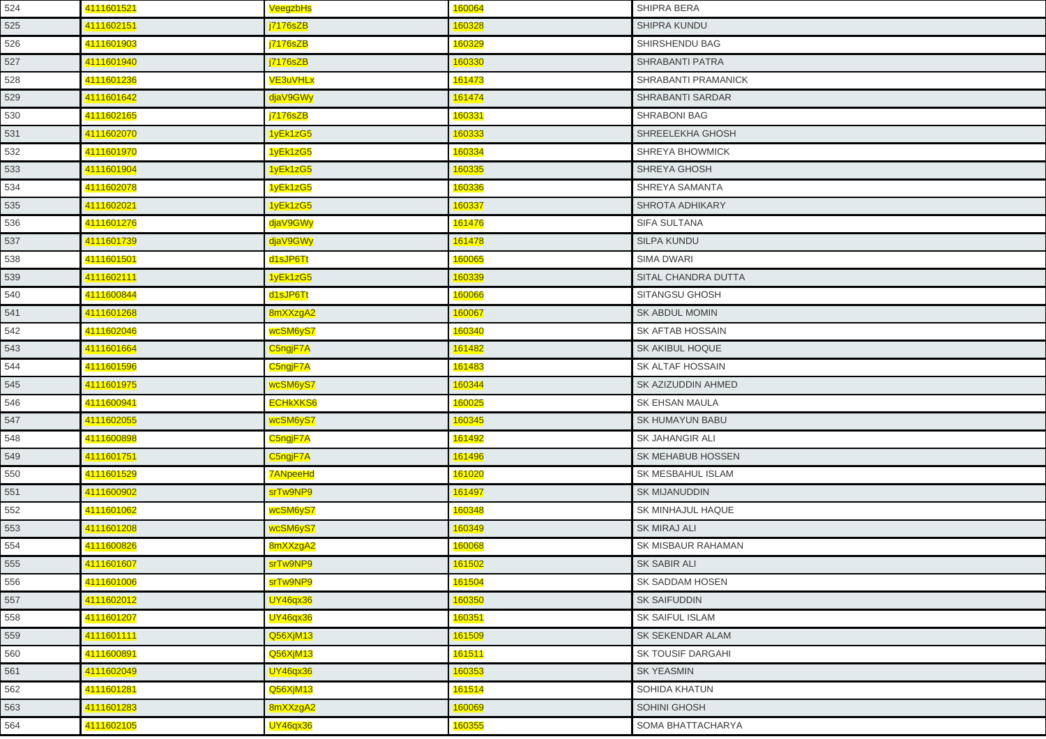| | | | | |
|---|---|---|---|---|
| 524 | 4111601521 | VeegzbHs | 160064 | SHIPRA BERA |
| 525 | 4111602151 | j7176sZB | 160328 | SHIPRA KUNDU |
| 526 | 4111601903 | j7176sZB | 160329 | SHIRSHENDU BAG |
| 527 | 4111601940 | j7176sZB | 160330 | SHRABANTI PATRA |
| 528 | 4111601236 | VE3uVHLx | 161473 | SHRABANTI PRAMANICK |
| 529 | 4111601642 | djaV9GWy | 161474 | SHRABANTI SARDAR |
| 530 | 4111602165 | j7176sZB | 160331 | SHRABONI BAG |
| 531 | 4111602070 | 1yEk1zG5 | 160333 | SHREELEKHA GHOSH |
| 532 | 4111601970 | 1yEk1zG5 | 160334 | SHREYA BHOWMICK |
| 533 | 4111601904 | 1yEk1zG5 | 160335 | SHREYA GHOSH |
| 534 | 4111602078 | 1yEk1zG5 | 160336 | SHREYA SAMANTA |
| 535 | 4111602021 | 1yEk1zG5 | 160337 | SHROTA ADHIKARY |
| 536 | 4111601276 | djaV9GWy | 161476 | SIFA SULTANA |
| 537 | 4111601739 | djaV9GWy | 161478 | SILPA KUNDU |
| 538 | 4111601501 | d1sJP6Tt | 160065 | SIMA DWARI |
| 539 | 4111602111 | 1yEk1zG5 | 160339 | SITAL CHANDRA DUTTA |
| 540 | 4111600844 | d1sJP6Tt | 160066 | SITANGSU GHOSH |
| 541 | 4111601268 | 8mXXzgA2 | 160067 | SK ABDUL MOMIN |
| 542 | 4111602046 | wcSM6yS7 | 160340 | SK AFTAB HOSSAIN |
| 543 | 4111601664 | C5ngjF7A | 161482 | SK AKIBUL HOQUE |
| 544 | 4111601596 | C5ngjF7A | 161483 | SK ALTAF HOSSAIN |
| 545 | 4111601975 | wcSM6yS7 | 160344 | SK AZIZUDDIN AHMED |
| 546 | 4111600941 | ECHkXKS6 | 160025 | SK EHSAN MAULA |
| 547 | 4111602055 | wcSM6yS7 | 160345 | SK HUMAYUN BABU |
| 548 | 4111600898 | C5ngjF7A | 161492 | SK JAHANGIR ALI |
| 549 | 4111601751 | C5ngjF7A | 161496 | SK MEHABUB HOSSEN |
| 550 | 4111601529 | 7ANpeeHd | 161020 | SK MESBAHUL ISLAM |
| 551 | 4111600902 | srTw9NP9 | 161497 | SK MIJANUDDIN |
| 552 | 4111601062 | wcSM6yS7 | 160348 | SK MINHAJUL HAQUE |
| 553 | 4111601208 | wcSM6yS7 | 160349 | SK MIRAJ ALI |
| 554 | 4111600826 | 8mXXzgA2 | 160068 | SK MISBAUR RAHAMAN |
| 555 | 4111601607 | srTw9NP9 | 161502 | SK SABIR ALI |
| 556 | 4111601006 | srTw9NP9 | 161504 | SK SADDAM HOSEN |
| 557 | 4111602012 | UY46qx36 | 160350 | SK SAIFUDDIN |
| 558 | 4111601207 | UY46qx36 | 160351 | SK SAIFUL ISLAM |
| 559 | 4111601111 | Q56XjM13 | 161509 | SK SEKENDAR ALAM |
| 560 | 4111600891 | Q56XjM13 | 161511 | SK TOUSIF DARGAHI |
| 561 | 4111602049 | UY46qx36 | 160353 | SK YEASMIN |
| 562 | 4111601281 | Q56XjM13 | 161514 | SOHIDA KHATUN |
| 563 | 4111601283 | 8mXXzgA2 | 160069 | SOHINI GHOSH |
| 564 | 4111602105 | UY46qx36 | 160355 | SOMA BHATTACHARYA |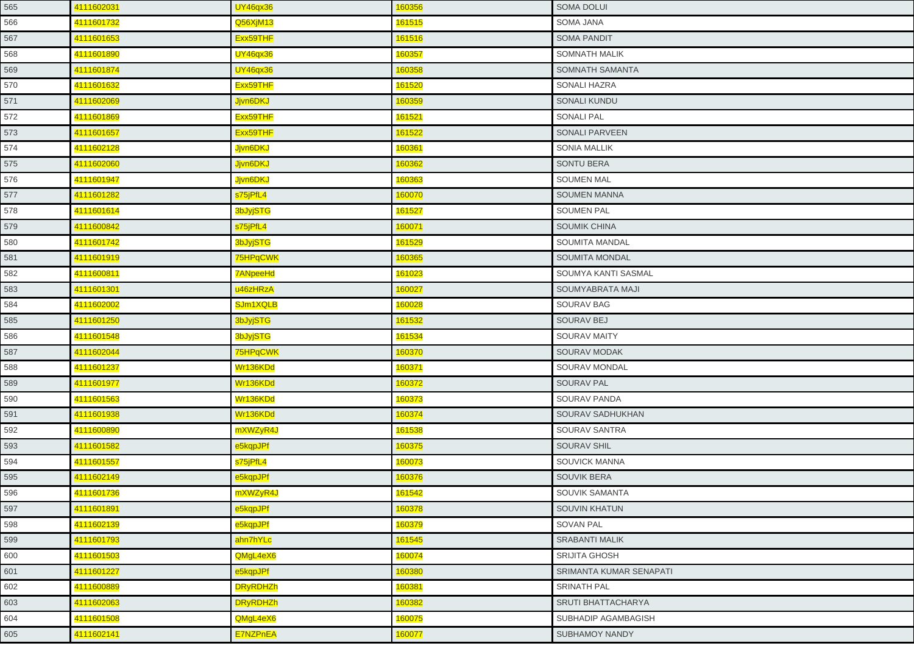| | | | | |
|---|---|---|---|---|
| 565 | 4111602031 | UY46qx36 | 160356 | SOMA DOLUI |
| 566 | 4111601732 | Q56XjM13 | 161515 | SOMA JANA |
| 567 | 4111601653 | Exx59THF | 161516 | SOMA PANDIT |
| 568 | 4111601890 | UY46qx36 | 160357 | SOMNATH MALIK |
| 569 | 4111601874 | UY46qx36 | 160358 | SOMNATH SAMANTA |
| 570 | 4111601632 | Exx59THF | 161520 | SONALI HAZRA |
| 571 | 4111602069 | Jjvn6DKJ | 160359 | SONALI KUNDU |
| 572 | 4111601869 | Exx59THF | 161521 | SONALI PAL |
| 573 | 4111601657 | Exx59THF | 161522 | SONALI PARVEEN |
| 574 | 4111602128 | Jjvn6DKJ | 160361 | SONIA MALLIK |
| 575 | 4111602060 | Jjvn6DKJ | 160362 | SONTU BERA |
| 576 | 4111601947 | Jjvn6DKJ | 160363 | SOUMEN MAL |
| 577 | 4111601282 | s75jPfL4 | 160070 | SOUMEN MANNA |
| 578 | 4111601614 | 3bJyjSTG | 161527 | SOUMEN PAL |
| 579 | 4111600842 | s75jPfL4 | 160071 | SOUMIK CHINA |
| 580 | 4111601742 | 3bJyjSTG | 161529 | SOUMITA MANDAL |
| 581 | 4111601919 | 75HPqCWK | 160365 | SOUMITA MONDAL |
| 582 | 4111600811 | 7ANpeeHd | 161023 | SOUMYA KANTI SASMAL |
| 583 | 4111601301 | u46zHRzA | 160027 | SOUMYABRATA MAJI |
| 584 | 4111602002 | SJm1XQLB | 160028 | SOURAV BAG |
| 585 | 4111601250 | 3bJyjSTG | 161532 | SOURAV BEJ |
| 586 | 4111601548 | 3bJyjSTG | 161534 | SOURAV MAITY |
| 587 | 4111602044 | 75HPqCWK | 160370 | SOURAV MODAK |
| 588 | 4111601237 | Wr136KDd | 160371 | SOURAV MONDAL |
| 589 | 4111601977 | Wr136KDd | 160372 | SOURAV PAL |
| 590 | 4111601563 | Wr136KDd | 160373 | SOURAV PANDA |
| 591 | 4111601938 | Wr136KDd | 160374 | SOURAV SADHUKHAN |
| 592 | 4111600890 | mXWZyR4J | 161538 | SOURAV SANTRA |
| 593 | 4111601582 | e5kqpJPf | 160375 | SOURAV SHIL |
| 594 | 4111601557 | s75jPfL4 | 160073 | SOUVICK MANNA |
| 595 | 4111602149 | e5kqpJPf | 160376 | SOUVIK BERA |
| 596 | 4111601736 | mXWZyR4J | 161542 | SOUVIK SAMANTA |
| 597 | 4111601891 | e5kqpJPf | 160378 | SOUVIN KHATUN |
| 598 | 4111602139 | e5kqpJPf | 160379 | SOVAN PAL |
| 599 | 4111601793 | ahn7hYLc | 161545 | SRABANTI MALIK |
| 600 | 4111601503 | QMgL4eX6 | 160074 | SRIJITA GHOSH |
| 601 | 4111601227 | e5kqpJPf | 160380 | SRIMANTA KUMAR SENAPATI |
| 602 | 4111600889 | DRyRDHZh | 160381 | SRINATH PAL |
| 603 | 4111602063 | DRyRDHZh | 160382 | SRUTI BHATTACHARYA |
| 604 | 4111601508 | QMgL4eX6 | 160075 | SUBHADIP AGAMBAGISH |
| 605 | 4111602141 | E7NZPnEA | 160077 | SUBHAMOY NANDY |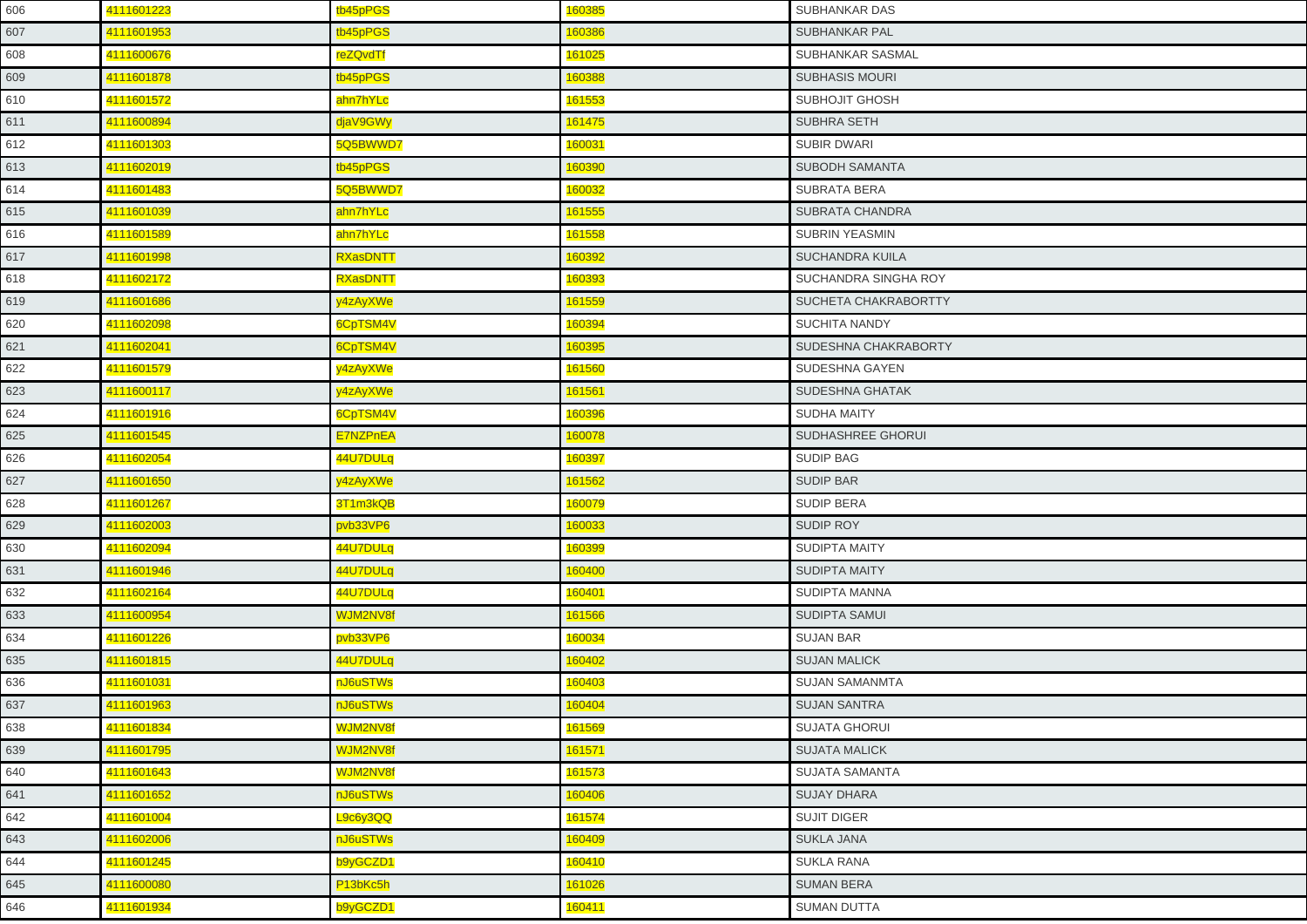| | | | | |
|---|---|---|---|---|
| 606 | 4111601223 | tb45pPGS | 160385 | SUBHANKAR DAS |
| 607 | 4111601953 | tb45pPGS | 160386 | SUBHANKAR PAL |
| 608 | 4111600676 | reZQvdTf | 161025 | SUBHANKAR SASMAL |
| 609 | 4111601878 | tb45pPGS | 160388 | SUBHASIS MOURI |
| 610 | 4111601572 | ahn7hYLc | 161553 | SUBHOJIT GHOSH |
| 611 | 4111600894 | djaV9GWy | 161475 | SUBHRA SETH |
| 612 | 4111601303 | 5Q5BWWD7 | 160031 | SUBIR DWARI |
| 613 | 4111602019 | tb45pPGS | 160390 | SUBODH SAMANTA |
| 614 | 4111601483 | 5Q5BWWD7 | 160032 | SUBRATA BERA |
| 615 | 4111601039 | ahn7hYLc | 161555 | SUBRATA CHANDRA |
| 616 | 4111601589 | ahn7hYLc | 161558 | SUBRIN YEASMIN |
| 617 | 4111601998 | RXasDNTT | 160392 | SUCHANDRA KUILA |
| 618 | 4111602172 | RXasDNTT | 160393 | SUCHANDRA SINGHA ROY |
| 619 | 4111601686 | y4zAyXWe | 161559 | SUCHETA CHAKRABORTTY |
| 620 | 4111602098 | 6CpTSM4V | 160394 | SUCHITA NANDY |
| 621 | 4111602041 | 6CpTSM4V | 160395 | SUDESHNA CHAKRABORTY |
| 622 | 4111601579 | y4zAyXWe | 161560 | SUDESHNA GAYEN |
| 623 | 4111600117 | y4zAyXWe | 161561 | SUDESHNA GHATAK |
| 624 | 4111601916 | 6CpTSM4V | 160396 | SUDHA MAITY |
| 625 | 4111601545 | E7NZPnEA | 160078 | SUDHASHREE GHORUI |
| 626 | 4111602054 | 44U7DULq | 160397 | SUDIP BAG |
| 627 | 4111601650 | y4zAyXWe | 161562 | SUDIP BAR |
| 628 | 4111601267 | 3T1m3kQB | 160079 | SUDIP BERA |
| 629 | 4111602003 | pvb33VP6 | 160033 | SUDIP ROY |
| 630 | 4111602094 | 44U7DULq | 160399 | SUDIPTA MAITY |
| 631 | 4111601946 | 44U7DULq | 160400 | SUDIPTA MAITY |
| 632 | 4111602164 | 44U7DULq | 160401 | SUDIPTA MANNA |
| 633 | 4111600954 | WJM2NV8f | 161566 | SUDIPTA SAMUI |
| 634 | 4111601226 | pvb33VP6 | 160034 | SUJAN BAR |
| 635 | 4111601815 | 44U7DULq | 160402 | SUJAN MALICK |
| 636 | 4111601031 | nJ6uSTWs | 160403 | SUJAN SAMANMTA |
| 637 | 4111601963 | nJ6uSTWs | 160404 | SUJAN SANTRA |
| 638 | 4111601834 | WJM2NV8f | 161569 | SUJATA GHORUI |
| 639 | 4111601795 | WJM2NV8f | 161571 | SUJATA MALICK |
| 640 | 4111601643 | WJM2NV8f | 161573 | SUJATA SAMANTA |
| 641 | 4111601652 | nJ6uSTWs | 160406 | SUJAY DHARA |
| 642 | 4111601004 | L9c6y3QQ | 161574 | SUJIT DIGER |
| 643 | 4111602006 | nJ6uSTWs | 160409 | SUKLA JANA |
| 644 | 4111601245 | b9yGCZD1 | 160410 | SUKLA RANA |
| 645 | 4111600080 | P13bKc5h | 161026 | SUMAN BERA |
| 646 | 4111601934 | b9yGCZD1 | 160411 | SUMAN DUTTA |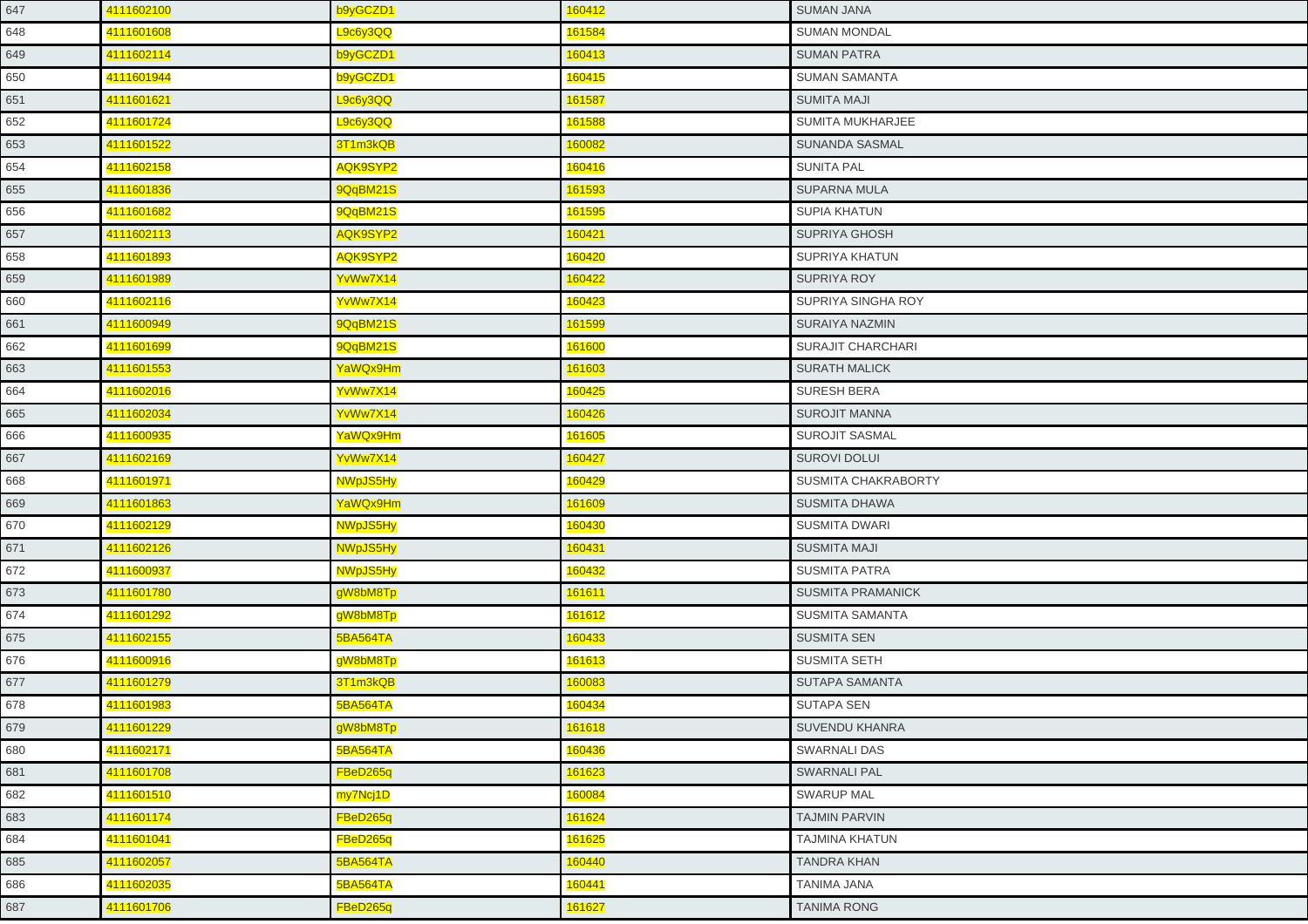| 647 | 4111602100 | b9yGCZD1 | 160412 | SUMAN JANA |
|---|---|---|---|---|
| 648 | 4111601608 | L9c6y3QQ | 161584 | SUMAN MONDAL |
| 649 | 4111602114 | b9yGCZD1 | 160413 | SUMAN PATRA |
| 650 | 4111601944 | b9yGCZD1 | 160415 | SUMAN SAMANTA |
| 651 | 4111601621 | L9c6y3QQ | 161587 | SUMITA MAJI |
| 652 | 4111601724 | L9c6y3QQ | 161588 | SUMITA MUKHARJEE |
| 653 | 4111601522 | 3T1m3kQB | 160082 | SUNANDA SASMAL |
| 654 | 4111602158 | AQK9SYP2 | 160416 | SUNITA PAL |
| 655 | 4111601836 | 9QqBM21S | 161593 | SUPARNA MULA |
| 656 | 4111601682 | 9QqBM21S | 161595 | SUPIA KHATUN |
| 657 | 4111602113 | AQK9SYP2 | 160421 | SUPRIYA GHOSH |
| 658 | 4111601893 | AQK9SYP2 | 160420 | SUPRIYA KHATUN |
| 659 | 4111601989 | YvWw7X14 | 160422 | SUPRIYA ROY |
| 660 | 4111602116 | YvWw7X14 | 160423 | SUPRIYA SINGHA ROY |
| 661 | 4111600949 | 9QqBM21S | 161599 | SURAIYA NAZMIN |
| 662 | 4111601699 | 9QqBM21S | 161600 | SURAJIT CHARCHARI |
| 663 | 4111601553 | YaWQx9Hm | 161603 | SURATH MALICK |
| 664 | 4111602016 | YvWw7X14 | 160425 | SURESH BERA |
| 665 | 4111602034 | YvWw7X14 | 160426 | SUROJIT MANNA |
| 666 | 4111600935 | YaWQx9Hm | 161605 | SUROJIT SASMAL |
| 667 | 4111602169 | YvWw7X14 | 160427 | SUROVI DOLUI |
| 668 | 4111601971 | NWpJS5Hy | 160429 | SUSMITA CHAKRABORTY |
| 669 | 4111601863 | YaWQx9Hm | 161609 | SUSMITA DHAWA |
| 670 | 4111602129 | NWpJS5Hy | 160430 | SUSMITA DWARI |
| 671 | 4111602126 | NWpJS5Hy | 160431 | SUSMITA MAJI |
| 672 | 4111600937 | NWpJS5Hy | 160432 | SUSMITA PATRA |
| 673 | 4111601780 | gW8bM8Tp | 161611 | SUSMITA PRAMANICK |
| 674 | 4111601292 | gW8bM8Tp | 161612 | SUSMITA SAMANTA |
| 675 | 4111602155 | 5BA564TA | 160433 | SUSMITA SEN |
| 676 | 4111600916 | gW8bM8Tp | 161613 | SUSMITA SETH |
| 677 | 4111601279 | 3T1m3kQB | 160083 | SUTAPA SAMANTA |
| 678 | 4111601983 | 5BA564TA | 160434 | SUTAPA SEN |
| 679 | 4111601229 | gW8bM8Tp | 161618 | SUVENDU KHANRA |
| 680 | 4111602171 | 5BA564TA | 160436 | SWARNALI DAS |
| 681 | 4111601708 | FBeD265q | 161623 | SWARNALI PAL |
| 682 | 4111601510 | my7Ncj1D | 160084 | SWARUP MAL |
| 683 | 4111601174 | FBeD265q | 161624 | TAJMIN PARVIN |
| 684 | 4111601041 | FBeD265q | 161625 | TAJMINA KHATUN |
| 685 | 4111602057 | 5BA564TA | 160440 | TANDRA KHAN |
| 686 | 4111602035 | 5BA564TA | 160441 | TANIMA JANA |
| 687 | 4111601706 | FBeD265q | 161627 | TANIMA RONG |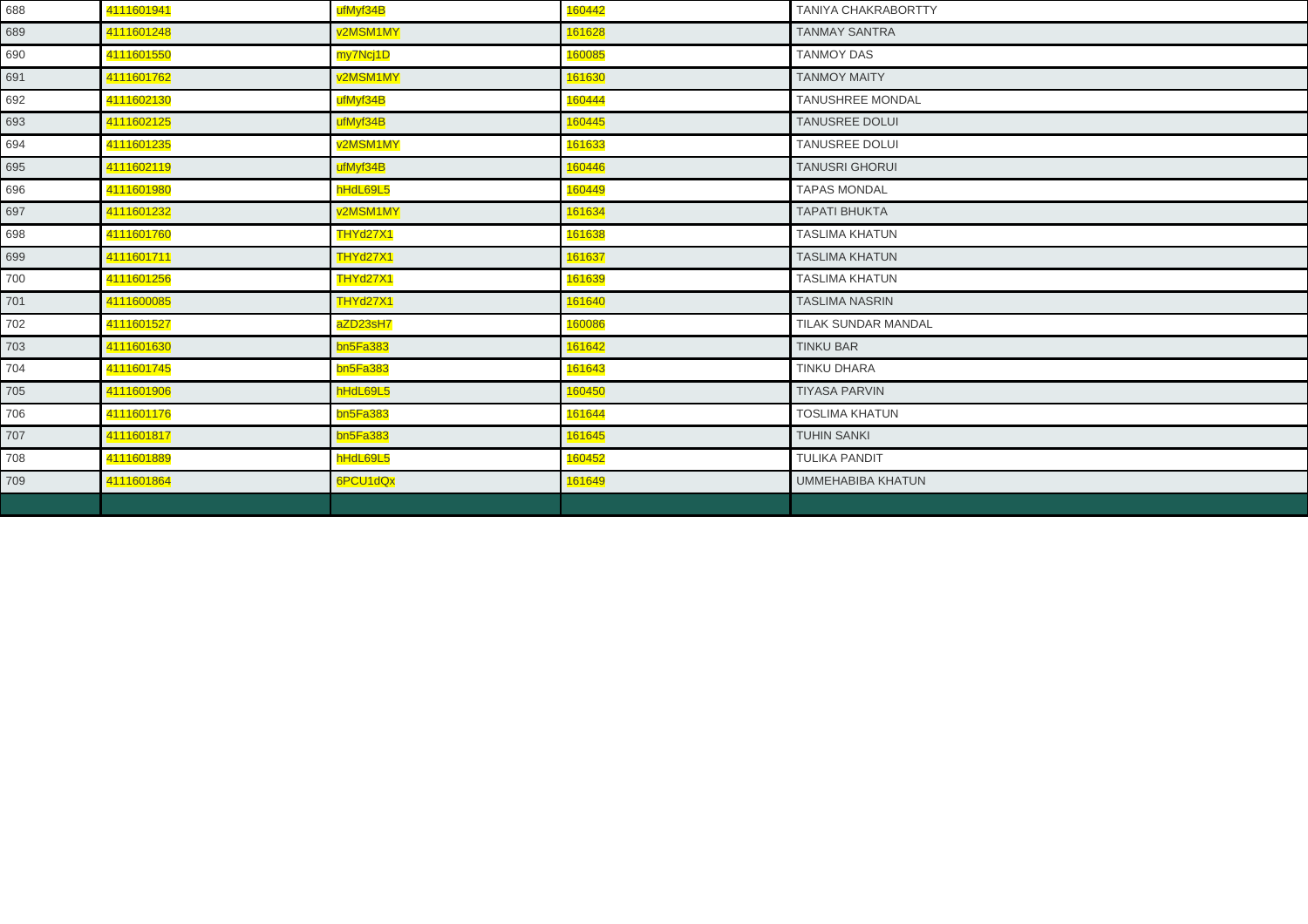| | | | | |
|---|---|---|---|---|
| 688 | 4111601941 | ufMyf34B | 160442 | TANIYA CHAKRABORTTY |
| 689 | 4111601248 | v2MSM1MY | 161628 | TANMAY SANTRA |
| 690 | 4111601550 | my7Ncj1D | 160085 | TANMOY DAS |
| 691 | 4111601762 | v2MSM1MY | 161630 | TANMOY MAITY |
| 692 | 4111602130 | ufMyf34B | 160444 | TANUSHREE MONDAL |
| 693 | 4111602125 | ufMyf34B | 160445 | TANUSREE DOLUI |
| 694 | 4111601235 | v2MSM1MY | 161633 | TANUSREE DOLUI |
| 695 | 4111602119 | ufMyf34B | 160446 | TANUSRI GHORUI |
| 696 | 4111601980 | hHdL69L5 | 160449 | TAPAS MONDAL |
| 697 | 4111601232 | v2MSM1MY | 161634 | TAPATI BHUKTA |
| 698 | 4111601760 | THYd27X1 | 161638 | TASLIMA KHATUN |
| 699 | 4111601711 | THYd27X1 | 161637 | TASLIMA KHATUN |
| 700 | 4111601256 | THYd27X1 | 161639 | TASLIMA KHATUN |
| 701 | 4111600085 | THYd27X1 | 161640 | TASLIMA NASRIN |
| 702 | 4111601527 | aZD23sH7 | 160086 | TILAK SUNDAR MANDAL |
| 703 | 4111601630 | bn5Fa383 | 161642 | TINKU BAR |
| 704 | 4111601745 | bn5Fa383 | 161643 | TINKU DHARA |
| 705 | 4111601906 | hHdL69L5 | 160450 | TIYASA PARVIN |
| 706 | 4111601176 | bn5Fa383 | 161644 | TOSLIMA KHATUN |
| 707 | 4111601817 | bn5Fa383 | 161645 | TUHIN SANKI |
| 708 | 4111601889 | hHdL69L5 | 160452 | TULIKA PANDIT |
| 709 | 4111601864 | 6PCU1dQx | 161649 | UMMEHABIBA KHATUN |